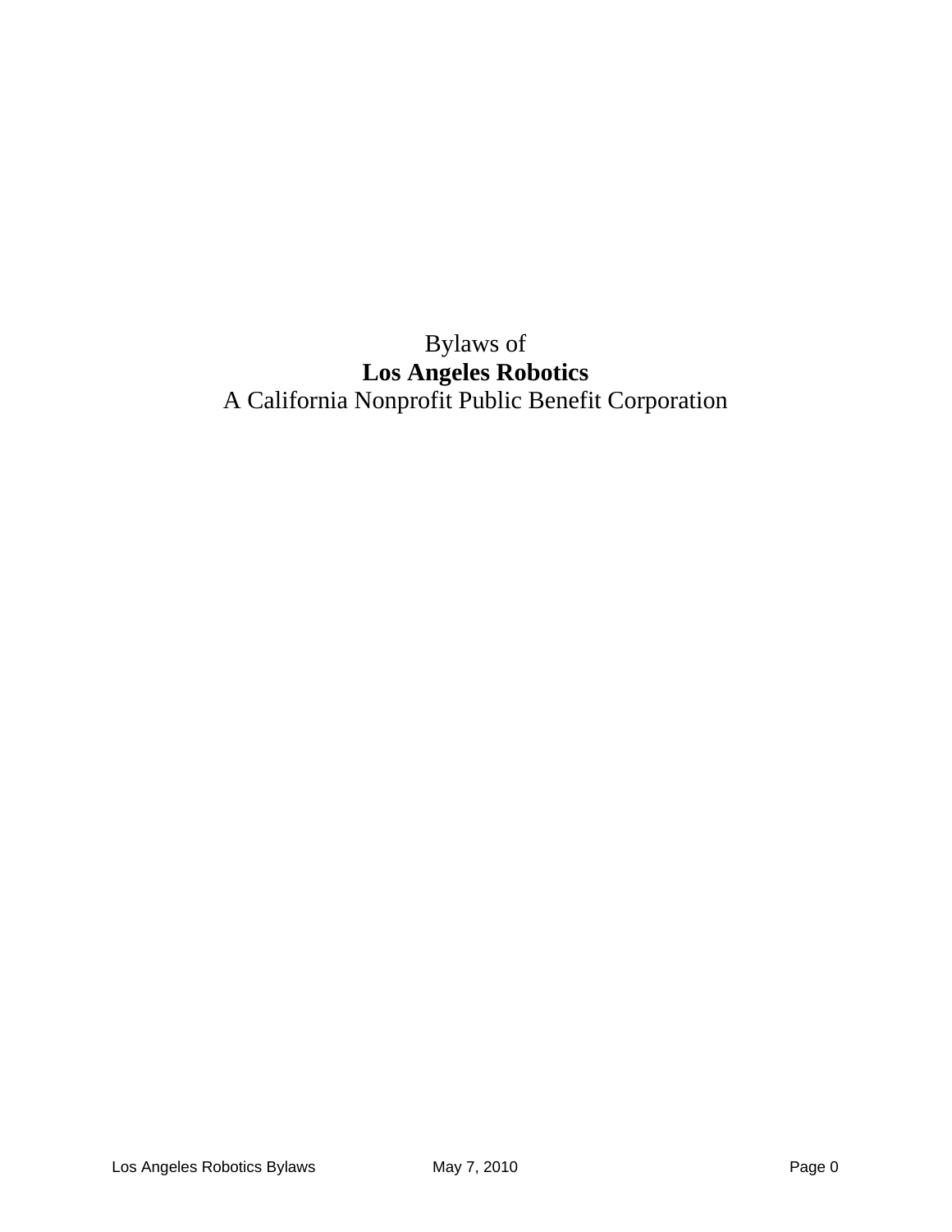Bylaws of

**Los Angeles Robotics**

A California Nonprofit Public Benefit Corporation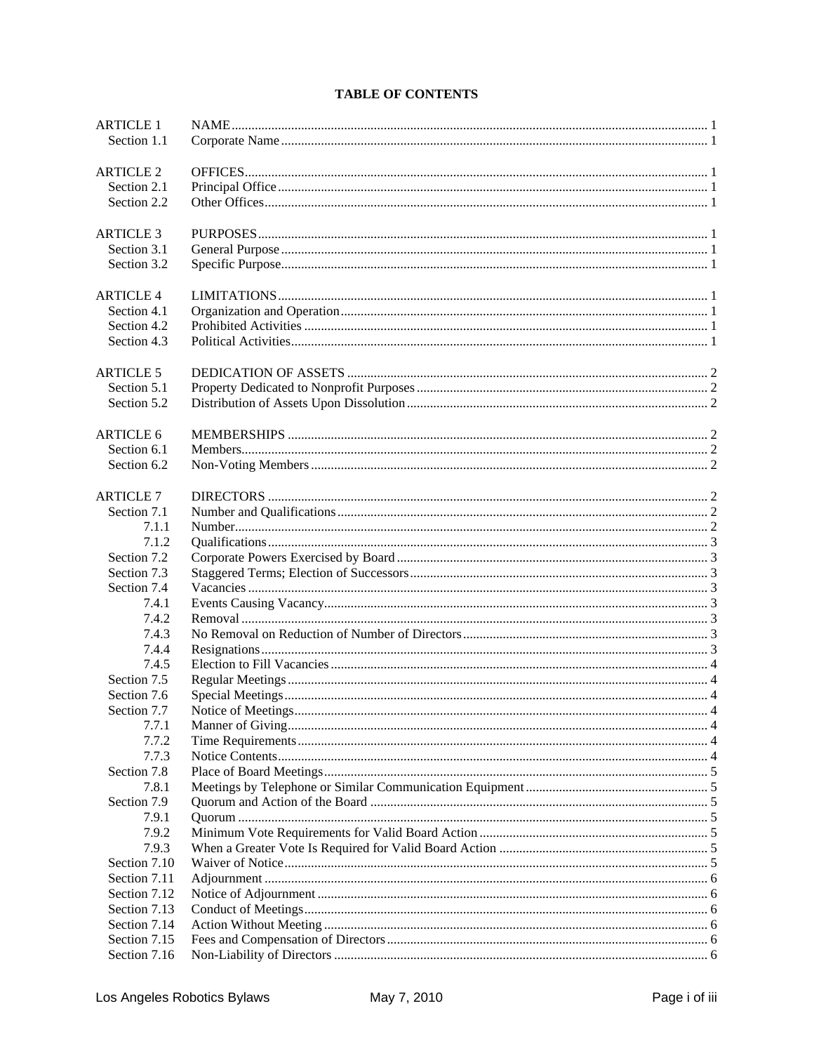## TABLE OF CONTENTS

| | | |
|---|---|---|
| ARTICLE 1 | NAME | 1 |
| Section 1.1 | Corporate Name | 1 |
| ARTICLE 2 | OFFICES | 1 |
| Section 2.1 | Principal Office | 1 |
| Section 2.2 | Other Offices | 1 |
| ARTICLE 3 | PURPOSES | 1 |
| Section 3.1 | General Purpose | 1 |
| Section 3.2 | Specific Purpose | 1 |
| ARTICLE 4 | LIMITATIONS | 1 |
| Section 4.1 | Organization and Operation | 1 |
| Section 4.2 | Prohibited Activities | 1 |
| Section 4.3 | Political Activities | 1 |
| ARTICLE 5 | DEDICATION OF ASSETS | 2 |
| Section 5.1 | Property Dedicated to Nonprofit Purposes | 2 |
| Section 5.2 | Distribution of Assets Upon Dissolution | 2 |
| ARTICLE 6 | MEMBERSHIPS | 2 |
| Section 6.1 | Members | 2 |
| Section 6.2 | Non-Voting Members | 2 |
| ARTICLE 7 | DIRECTORS | 2 |
| Section 7.1 | Number and Qualifications | 2 |
| 7.1.1 | Number | 2 |
| 7.1.2 | Qualifications | 3 |
| Section 7.2 | Corporate Powers Exercised by Board | 3 |
| Section 7.3 | Staggered Terms; Election of Successors | 3 |
| Section 7.4 | Vacancies | 3 |
| 7.4.1 | Events Causing Vacancy | 3 |
| 7.4.2 | Removal | 3 |
| 7.4.3 | No Removal on Reduction of Number of Directors | 3 |
| 7.4.4 | Resignations | 3 |
| 7.4.5 | Election to Fill Vacancies | 4 |
| Section 7.5 | Regular Meetings | 4 |
| Section 7.6 | Special Meetings | 4 |
| Section 7.7 | Notice of Meetings | 4 |
| 7.7.1 | Manner of Giving | 4 |
| 7.7.2 | Time Requirements | 4 |
| 7.7.3 | Notice Contents | 4 |
| Section 7.8 | Place of Board Meetings | 5 |
| 7.8.1 | Meetings by Telephone or Similar Communication Equipment | 5 |
| Section 7.9 | Quorum and Action of the Board | 5 |
| 7.9.1 | Quorum | 5 |
| 7.9.2 | Minimum Vote Requirements for Valid Board Action | 5 |
| 7.9.3 | When a Greater Vote Is Required for Valid Board Action | 5 |
| Section 7.10 | Waiver of Notice | 5 |
| Section 7.11 | Adjournment | 6 |
| Section 7.12 | Notice of Adjournment | 6 |
| Section 7.13 | Conduct of Meetings | 6 |
| Section 7.14 | Action Without Meeting | 6 |
| Section 7.15 | Fees and Compensation of Directors | 6 |
| Section 7.16 | Non-Liability of Directors | 6 |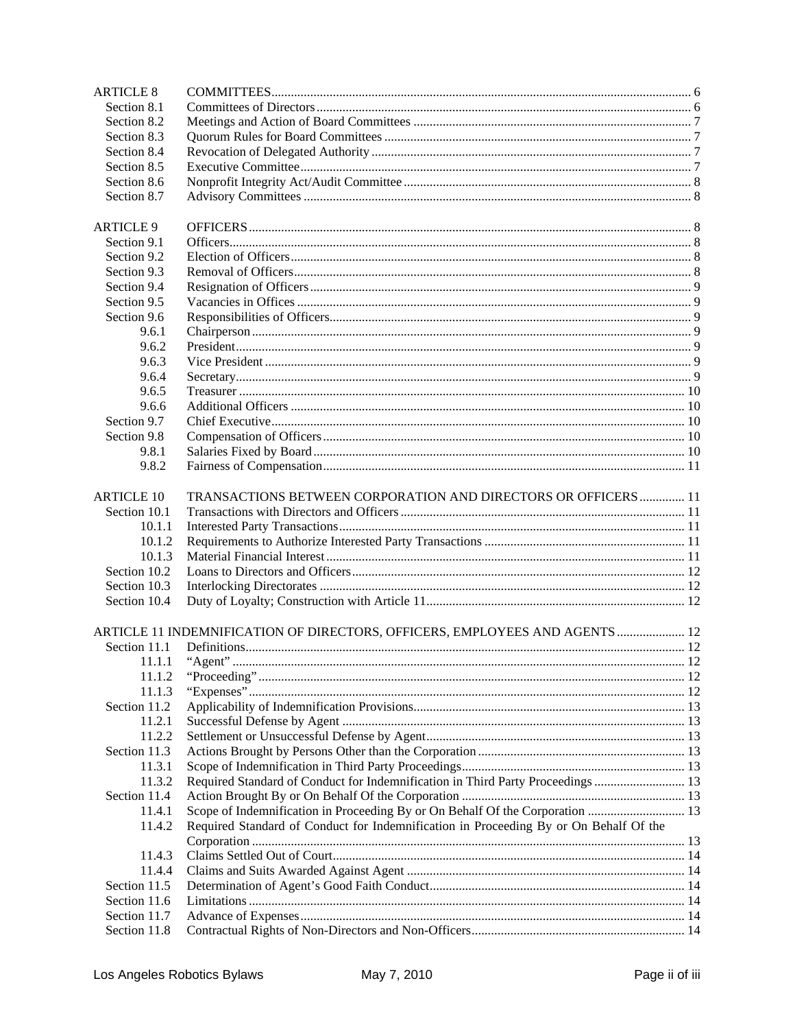| | | |
|---|---|---|
| ARTICLE 8 | COMMITTEES | 6 |
| Section 8.1 | Committees of Directors | 6 |
| Section 8.2 | Meetings and Action of Board Committees | 7 |
| Section 8.3 | Quorum Rules for Board Committees | 7 |
| Section 8.4 | Revocation of Delegated Authority | 7 |
| Section 8.5 | Executive Committee | 7 |
| Section 8.6 | Nonprofit Integrity Act/Audit Committee | 8 |
| Section 8.7 | Advisory Committees | 8 |
| ARTICLE 9 | OFFICERS | 8 |
| Section 9.1 | Officers | 8 |
| Section 9.2 | Election of Officers | 8 |
| Section 9.3 | Removal of Officers | 8 |
| Section 9.4 | Resignation of Officers | 9 |
| Section 9.5 | Vacancies in Offices | 9 |
| Section 9.6 | Responsibilities of Officers | 9 |
| 9.6.1 | Chairperson | 9 |
| 9.6.2 | President | 9 |
| 9.6.3 | Vice President | 9 |
| 9.6.4 | Secretary | 9 |
| 9.6.5 | Treasurer | 10 |
| 9.6.6 | Additional Officers | 10 |
| Section 9.7 | Chief Executive | 10 |
| Section 9.8 | Compensation of Officers | 10 |
| 9.8.1 | Salaries Fixed by Board | 10 |
| 9.8.2 | Fairness of Compensation | 11 |
| ARTICLE 10 | TRANSACTIONS BETWEEN CORPORATION AND DIRECTORS OR OFFICERS | 11 |
| Section 10.1 | Transactions with Directors and Officers | 11 |
| 10.1.1 | Interested Party Transactions | 11 |
| 10.1.2 | Requirements to Authorize Interested Party Transactions | 11 |
| 10.1.3 | Material Financial Interest | 11 |
| Section 10.2 | Loans to Directors and Officers | 12 |
| Section 10.3 | Interlocking Directorates | 12 |
| Section 10.4 | Duty of Loyalty; Construction with Article 11 | 12 |
| ARTICLE 11 | INDEMNIFICATION OF DIRECTORS, OFFICERS, EMPLOYEES AND AGENTS | 12 |
| Section 11.1 | Definitions | 12 |
| 11.1.1 | "Agent" | 12 |
| 11.1.2 | "Proceeding" | 12 |
| 11.1.3 | "Expenses" | 12 |
| Section 11.2 | Applicability of Indemnification Provisions | 13 |
| 11.2.1 | Successful Defense by Agent | 13 |
| 11.2.2 | Settlement or Unsuccessful Defense by Agent | 13 |
| Section 11.3 | Actions Brought by Persons Other than the Corporation | 13 |
| 11.3.1 | Scope of Indemnification in Third Party Proceedings | 13 |
| 11.3.2 | Required Standard of Conduct for Indemnification in Third Party Proceedings | 13 |
| Section 11.4 | Action Brought By or On Behalf Of the Corporation | 13 |
| 11.4.1 | Scope of Indemnification in Proceeding By or On Behalf Of the Corporation | 13 |
| 11.4.2 | Required Standard of Conduct for Indemnification in Proceeding By or On Behalf Of the Corporation | 13 |
| 11.4.3 | Claims Settled Out of Court | 14 |
| 11.4.4 | Claims and Suits Awarded Against Agent | 14 |
| Section 11.5 | Determination of Agent's Good Faith Conduct | 14 |
| Section 11.6 | Limitations | 14 |
| Section 11.7 | Advance of Expenses | 14 |
| Section 11.8 | Contractual Rights of Non-Directors and Non-Officers | 14 |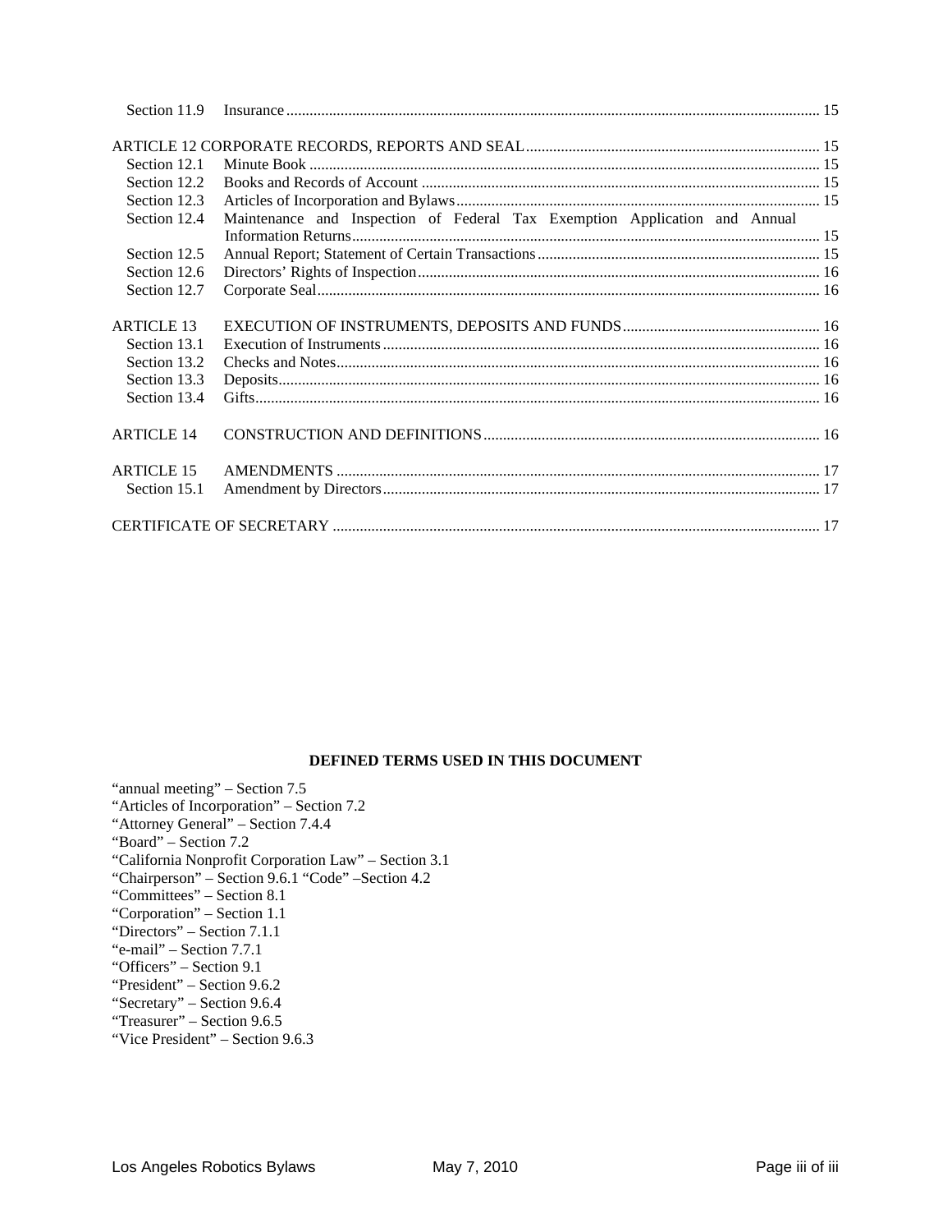| | | |
|---|---|---|
| Section 11.9 | Insurance | 15 |
| ARTICLE 12 CORPORATE RECORDS, REPORTS AND SEAL | | 15 |
| Section 12.1 | Minute Book | 15 |
| Section 12.2 | Books and Records of Account | 15 |
| Section 12.3 | Articles of Incorporation and Bylaws | 15 |
| Section 12.4 | Maintenance and Inspection of Federal Tax Exemption Application and Annual Information Returns | 15 |
| Section 12.5 | Annual Report; Statement of Certain Transactions | 15 |
| Section 12.6 | Directors' Rights of Inspection | 16 |
| Section 12.7 | Corporate Seal | 16 |
| ARTICLE 13 | EXECUTION OF INSTRUMENTS, DEPOSITS AND FUNDS | 16 |
| Section 13.1 | Execution of Instruments | 16 |
| Section 13.2 | Checks and Notes | 16 |
| Section 13.3 | Deposits | 16 |
| Section 13.4 | Gifts | 16 |
| ARTICLE 14 | CONSTRUCTION AND DEFINITIONS | 16 |
| ARTICLE 15 | AMENDMENTS | 17 |
| Section 15.1 | Amendment by Directors | 17 |
| CERTIFICATE OF SECRETARY | | 17 |

**DEFINED TERMS USED IN THIS DOCUMENT**

"annual meeting" – Section 7.5
"Articles of Incorporation" – Section 7.2
"Attorney General" – Section 7.4.4
"Board" – Section 7.2
"California Nonprofit Corporation Law" – Section 3.1
"Chairperson" – Section 9.6.1 "Code" –Section 4.2
"Committees" – Section 8.1
"Corporation" – Section 1.1
"Directors" – Section 7.1.1
"e-mail" – Section 7.7.1
"Officers" – Section 9.1
"President" – Section 9.6.2
"Secretary" – Section 9.6.4
"Treasurer" – Section 9.6.5
"Vice President" – Section 9.6.3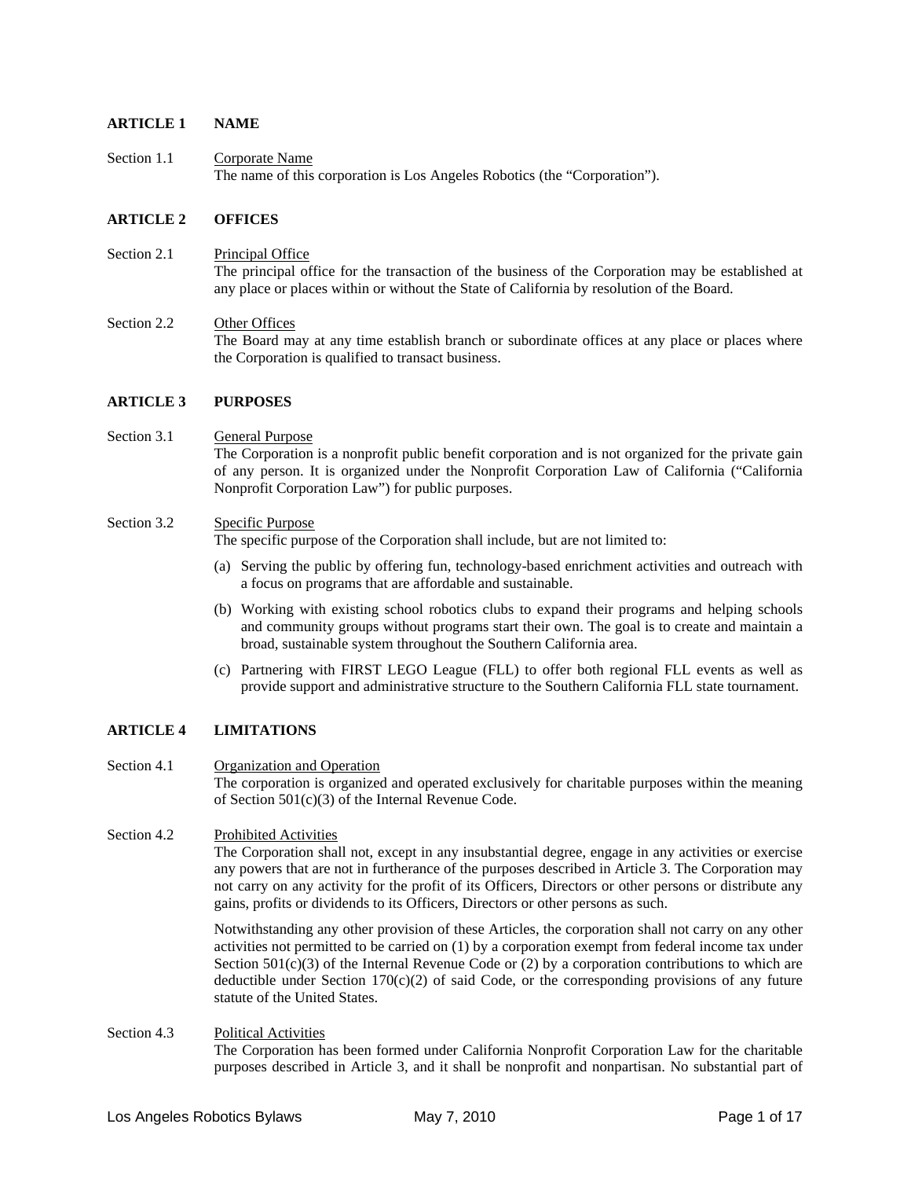## ARTICLE 1 NAME

Section 1.1 Corporate Name

The name of this corporation is Los Angeles Robotics (the "Corporation").

## ARTICLE 2 OFFICES

Section 2.1 Principal Office

The principal office for the transaction of the business of the Corporation may be established at any place or places within or without the State of California by resolution of the Board.

Section 2.2 Other Offices

The Board may at any time establish branch or subordinate offices at any place or places where the Corporation is qualified to transact business.

## ARTICLE 3 PURPOSES

Section 3.1 General Purpose

The Corporation is a nonprofit public benefit corporation and is not organized for the private gain of any person. It is organized under the Nonprofit Corporation Law of California ("California Nonprofit Corporation Law") for public purposes.

Section 3.2 Specific Purpose

The specific purpose of the Corporation shall include, but are not limited to:

(a) Serving the public by offering fun, technology-based enrichment activities and outreach with a focus on programs that are affordable and sustainable.

(b) Working with existing school robotics clubs to expand their programs and helping schools and community groups without programs start their own. The goal is to create and maintain a broad, sustainable system throughout the Southern California area.

(c) Partnering with FIRST LEGO League (FLL) to offer both regional FLL events as well as provide support and administrative structure to the Southern California FLL state tournament.

## ARTICLE 4 LIMITATIONS

Section 4.1 Organization and Operation

The corporation is organized and operated exclusively for charitable purposes within the meaning of Section 501(c)(3) of the Internal Revenue Code.

Section 4.2 Prohibited Activities

The Corporation shall not, except in any insubstantial degree, engage in any activities or exercise any powers that are not in furtherance of the purposes described in Article 3. The Corporation may not carry on any activity for the profit of its Officers, Directors or other persons or distribute any gains, profits or dividends to its Officers, Directors or other persons as such.

Notwithstanding any other provision of these Articles, the corporation shall not carry on any other activities not permitted to be carried on (1) by a corporation exempt from federal income tax under Section 501(c)(3) of the Internal Revenue Code or (2) by a corporation contributions to which are deductible under Section 170(c)(2) of said Code, or the corresponding provisions of any future statute of the United States.

Section 4.3 Political Activities

The Corporation has been formed under California Nonprofit Corporation Law for the charitable purposes described in Article 3, and it shall be nonprofit and nonpartisan. No substantial part of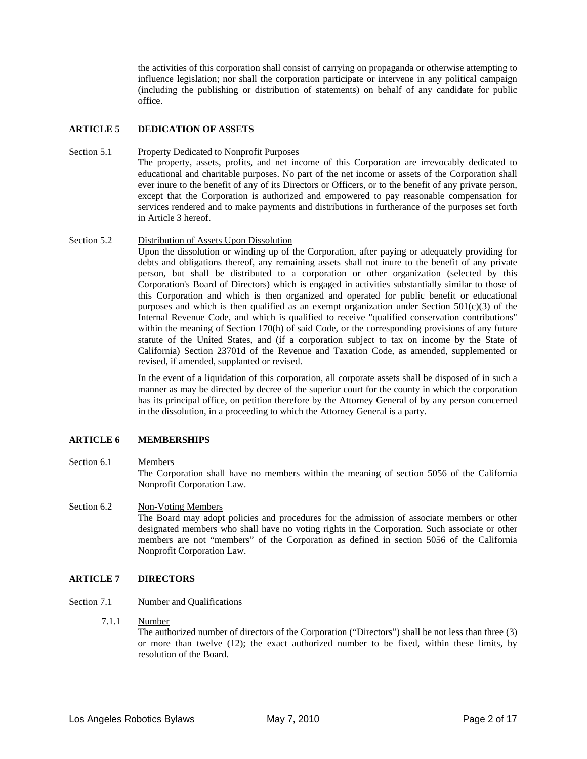the activities of this corporation shall consist of carrying on propaganda or otherwise attempting to influence legislation; nor shall the corporation participate or intervene in any political campaign (including the publishing or distribution of statements) on behalf of any candidate for public office.

## ARTICLE 5 DEDICATION OF ASSETS

Section 5.1 Property Dedicated to Nonprofit Purposes

The property, assets, profits, and net income of this Corporation are irrevocably dedicated to educational and charitable purposes. No part of the net income or assets of the Corporation shall ever inure to the benefit of any of its Directors or Officers, or to the benefit of any private person, except that the Corporation is authorized and empowered to pay reasonable compensation for services rendered and to make payments and distributions in furtherance of the purposes set forth in Article 3 hereof.

Section 5.2 Distribution of Assets Upon Dissolution

Upon the dissolution or winding up of the Corporation, after paying or adequately providing for debts and obligations thereof, any remaining assets shall not inure to the benefit of any private person, but shall be distributed to a corporation or other organization (selected by this Corporation's Board of Directors) which is engaged in activities substantially similar to those of this Corporation and which is then organized and operated for public benefit or educational purposes and which is then qualified as an exempt organization under Section 501(c)(3) of the Internal Revenue Code, and which is qualified to receive "qualified conservation contributions" within the meaning of Section 170(h) of said Code, or the corresponding provisions of any future statute of the United States, and (if a corporation subject to tax on income by the State of California) Section 23701d of the Revenue and Taxation Code, as amended, supplemented or revised, if amended, supplanted or revised.

In the event of a liquidation of this corporation, all corporate assets shall be disposed of in such a manner as may be directed by decree of the superior court for the county in which the corporation has its principal office, on petition therefore by the Attorney General of by any person concerned in the dissolution, in a proceeding to which the Attorney General is a party.

## ARTICLE 6 MEMBERSHIPS

Section 6.1 Members

The Corporation shall have no members within the meaning of section 5056 of the California Nonprofit Corporation Law.

Section 6.2 Non-Voting Members

The Board may adopt policies and procedures for the admission of associate members or other designated members who shall have no voting rights in the Corporation. Such associate or other members are not "members" of the Corporation as defined in section 5056 of the California Nonprofit Corporation Law.

## ARTICLE 7 DIRECTORS

Section 7.1 Number and Qualifications

7.1.1 Number

The authorized number of directors of the Corporation ("Directors") shall be not less than three (3) or more than twelve (12); the exact authorized number to be fixed, within these limits, by resolution of the Board.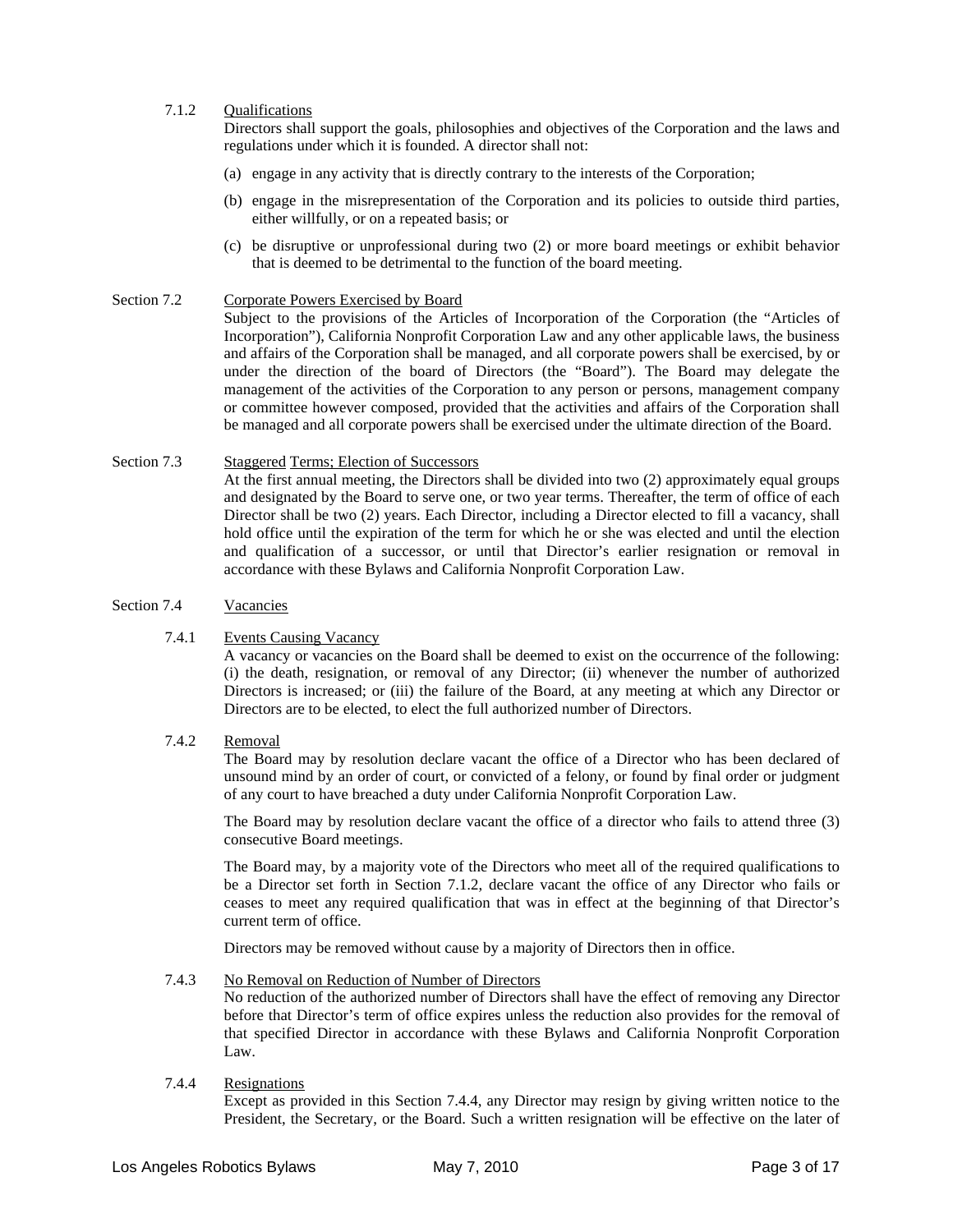7.1.2 Qualifications

Directors shall support the goals, philosophies and objectives of the Corporation and the laws and regulations under which it is founded. A director shall not:

(a) engage in any activity that is directly contrary to the interests of the Corporation;

(b) engage in the misrepresentation of the Corporation and its policies to outside third parties, either willfully, or on a repeated basis; or

(c) be disruptive or unprofessional during two (2) or more board meetings or exhibit behavior that is deemed to be detrimental to the function of the board meeting.

Section 7.2 Corporate Powers Exercised by Board

Subject to the provisions of the Articles of Incorporation of the Corporation (the "Articles of Incorporation"), California Nonprofit Corporation Law and any other applicable laws, the business and affairs of the Corporation shall be managed, and all corporate powers shall be exercised, by or under the direction of the board of Directors (the "Board"). The Board may delegate the management of the activities of the Corporation to any person or persons, management company or committee however composed, provided that the activities and affairs of the Corporation shall be managed and all corporate powers shall be exercised under the ultimate direction of the Board.

Section 7.3 Staggered Terms; Election of Successors

At the first annual meeting, the Directors shall be divided into two (2) approximately equal groups and designated by the Board to serve one, or two year terms. Thereafter, the term of office of each Director shall be two (2) years. Each Director, including a Director elected to fill a vacancy, shall hold office until the expiration of the term for which he or she was elected and until the election and qualification of a successor, or until that Director's earlier resignation or removal in accordance with these Bylaws and California Nonprofit Corporation Law.

Section 7.4 Vacancies

7.4.1 Events Causing Vacancy

A vacancy or vacancies on the Board shall be deemed to exist on the occurrence of the following: (i) the death, resignation, or removal of any Director; (ii) whenever the number of authorized Directors is increased; or (iii) the failure of the Board, at any meeting at which any Director or Directors are to be elected, to elect the full authorized number of Directors.

7.4.2 Removal

The Board may by resolution declare vacant the office of a Director who has been declared of unsound mind by an order of court, or convicted of a felony, or found by final order or judgment of any court to have breached a duty under California Nonprofit Corporation Law.

The Board may by resolution declare vacant the office of a director who fails to attend three (3) consecutive Board meetings.

The Board may, by a majority vote of the Directors who meet all of the required qualifications to be a Director set forth in Section 7.1.2, declare vacant the office of any Director who fails or ceases to meet any required qualification that was in effect at the beginning of that Director's current term of office.

Directors may be removed without cause by a majority of Directors then in office.

7.4.3 No Removal on Reduction of Number of Directors

No reduction of the authorized number of Directors shall have the effect of removing any Director before that Director's term of office expires unless the reduction also provides for the removal of that specified Director in accordance with these Bylaws and California Nonprofit Corporation Law.

7.4.4 Resignations

Except as provided in this Section 7.4.4, any Director may resign by giving written notice to the President, the Secretary, or the Board. Such a written resignation will be effective on the later of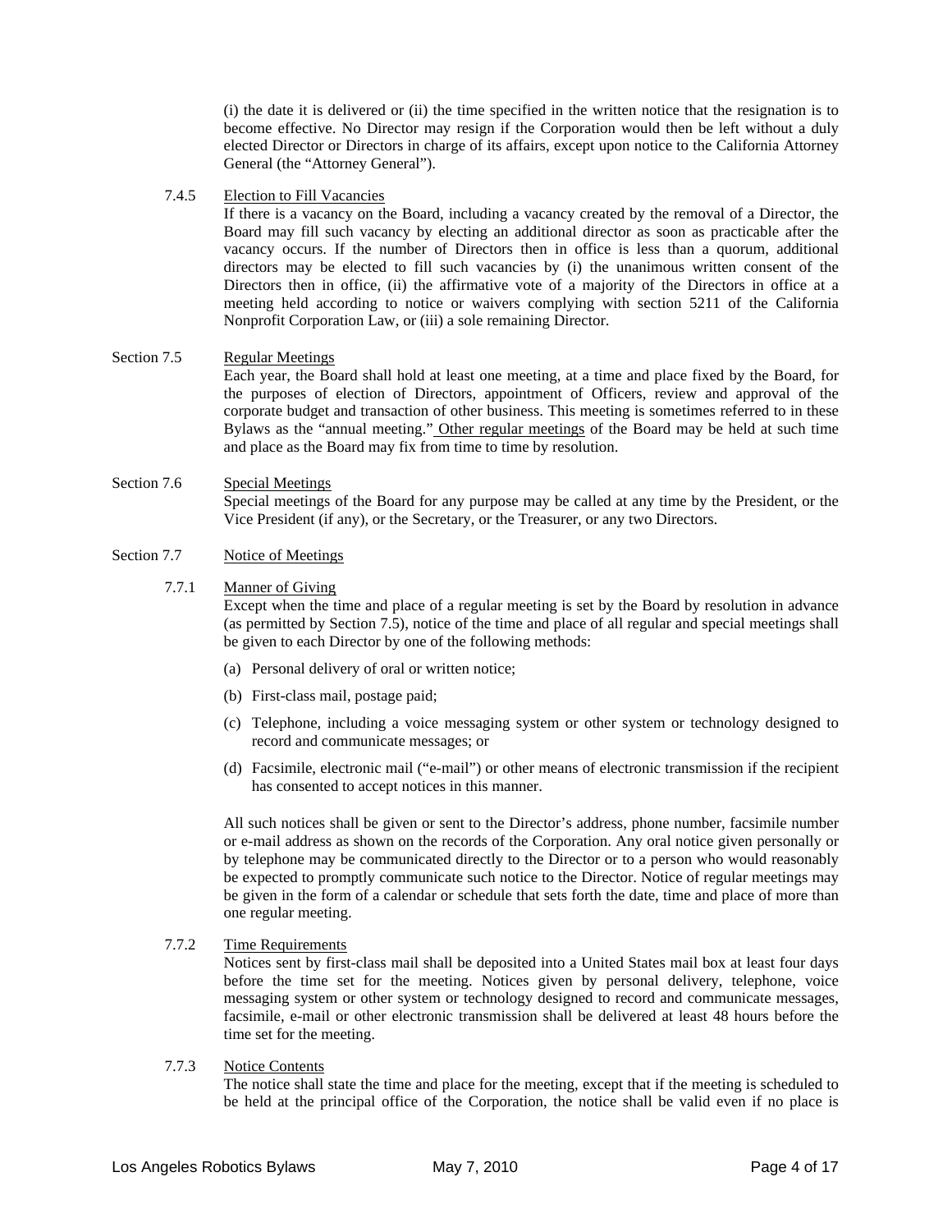(i) the date it is delivered or (ii) the time specified in the written notice that the resignation is to become effective. No Director may resign if the Corporation would then be left without a duly elected Director or Directors in charge of its affairs, except upon notice to the California Attorney General (the "Attorney General").

7.4.5 Election to Fill Vacancies

If there is a vacancy on the Board, including a vacancy created by the removal of a Director, the Board may fill such vacancy by electing an additional director as soon as practicable after the vacancy occurs. If the number of Directors then in office is less than a quorum, additional directors may be elected to fill such vacancies by (i) the unanimous written consent of the Directors then in office, (ii) the affirmative vote of a majority of the Directors in office at a meeting held according to notice or waivers complying with section 5211 of the California Nonprofit Corporation Law, or (iii) a sole remaining Director.

Section 7.5 Regular Meetings

Each year, the Board shall hold at least one meeting, at a time and place fixed by the Board, for the purposes of election of Directors, appointment of Officers, review and approval of the corporate budget and transaction of other business. This meeting is sometimes referred to in these Bylaws as the "annual meeting." Other regular meetings of the Board may be held at such time and place as the Board may fix from time to time by resolution.

Section 7.6 Special Meetings

Special meetings of the Board for any purpose may be called at any time by the President, or the Vice President (if any), or the Secretary, or the Treasurer, or any two Directors.

Section 7.7 Notice of Meetings

7.7.1 Manner of Giving

Except when the time and place of a regular meeting is set by the Board by resolution in advance (as permitted by Section 7.5), notice of the time and place of all regular and special meetings shall be given to each Director by one of the following methods:

(a) Personal delivery of oral or written notice;

(b) First-class mail, postage paid;

(c) Telephone, including a voice messaging system or other system or technology designed to record and communicate messages; or

(d) Facsimile, electronic mail ("e-mail") or other means of electronic transmission if the recipient has consented to accept notices in this manner.

All such notices shall be given or sent to the Director's address, phone number, facsimile number or e-mail address as shown on the records of the Corporation. Any oral notice given personally or by telephone may be communicated directly to the Director or to a person who would reasonably be expected to promptly communicate such notice to the Director. Notice of regular meetings may be given in the form of a calendar or schedule that sets forth the date, time and place of more than one regular meeting.

7.7.2 Time Requirements

Notices sent by first-class mail shall be deposited into a United States mail box at least four days before the time set for the meeting. Notices given by personal delivery, telephone, voice messaging system or other system or technology designed to record and communicate messages, facsimile, e-mail or other electronic transmission shall be delivered at least 48 hours before the time set for the meeting.

7.7.3 Notice Contents

The notice shall state the time and place for the meeting, except that if the meeting is scheduled to be held at the principal office of the Corporation, the notice shall be valid even if no place is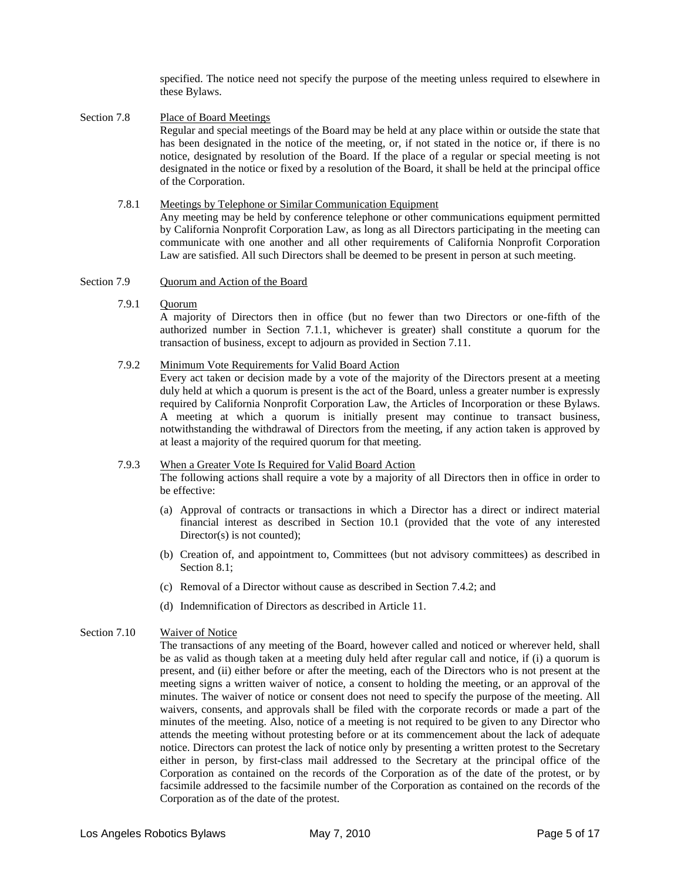specified. The notice need not specify the purpose of the meeting unless required to elsewhere in these Bylaws.

### Section 7.8 Place of Board Meetings

Regular and special meetings of the Board may be held at any place within or outside the state that has been designated in the notice of the meeting, or, if not stated in the notice or, if there is no notice, designated by resolution of the Board. If the place of a regular or special meeting is not designated in the notice or fixed by a resolution of the Board, it shall be held at the principal office of the Corporation.

#### 7.8.1 Meetings by Telephone or Similar Communication Equipment

Any meeting may be held by conference telephone or other communications equipment permitted by California Nonprofit Corporation Law, as long as all Directors participating in the meeting can communicate with one another and all other requirements of California Nonprofit Corporation Law are satisfied. All such Directors shall be deemed to be present in person at such meeting.

### Section 7.9 Quorum and Action of the Board

#### 7.9.1 Quorum

A majority of Directors then in office (but no fewer than two Directors or one-fifth of the authorized number in Section 7.1.1, whichever is greater) shall constitute a quorum for the transaction of business, except to adjourn as provided in Section 7.11.

#### 7.9.2 Minimum Vote Requirements for Valid Board Action

Every act taken or decision made by a vote of the majority of the Directors present at a meeting duly held at which a quorum is present is the act of the Board, unless a greater number is expressly required by California Nonprofit Corporation Law, the Articles of Incorporation or these Bylaws. A meeting at which a quorum is initially present may continue to transact business, notwithstanding the withdrawal of Directors from the meeting, if any action taken is approved by at least a majority of the required quorum for that meeting.

#### 7.9.3 When a Greater Vote Is Required for Valid Board Action

The following actions shall require a vote by a majority of all Directors then in office in order to be effective:

(a) Approval of contracts or transactions in which a Director has a direct or indirect material financial interest as described in Section 10.1 (provided that the vote of any interested Director(s) is not counted);

(b) Creation of, and appointment to, Committees (but not advisory committees) as described in Section 8.1;

(c) Removal of a Director without cause as described in Section 7.4.2; and

(d) Indemnification of Directors as described in Article 11.

### Section 7.10 Waiver of Notice

The transactions of any meeting of the Board, however called and noticed or wherever held, shall be as valid as though taken at a meeting duly held after regular call and notice, if (i) a quorum is present, and (ii) either before or after the meeting, each of the Directors who is not present at the meeting signs a written waiver of notice, a consent to holding the meeting, or an approval of the minutes. The waiver of notice or consent does not need to specify the purpose of the meeting. All waivers, consents, and approvals shall be filed with the corporate records or made a part of the minutes of the meeting. Also, notice of a meeting is not required to be given to any Director who attends the meeting without protesting before or at its commencement about the lack of adequate notice. Directors can protest the lack of notice only by presenting a written protest to the Secretary either in person, by first-class mail addressed to the Secretary at the principal office of the Corporation as contained on the records of the Corporation as of the date of the protest, or by facsimile addressed to the facsimile number of the Corporation as contained on the records of the Corporation as of the date of the protest.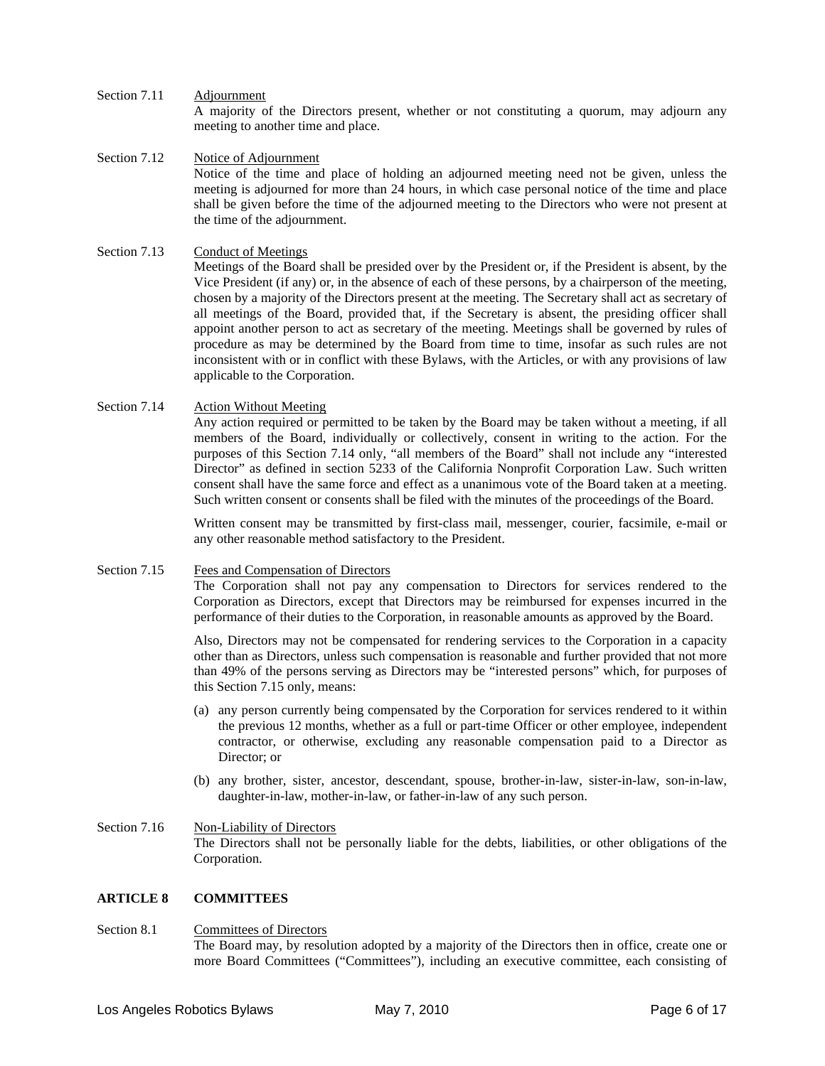Section 7.11 Adjournment

A majority of the Directors present, whether or not constituting a quorum, may adjourn any meeting to another time and place.

Section 7.12 Notice of Adjournment

Notice of the time and place of holding an adjourned meeting need not be given, unless the meeting is adjourned for more than 24 hours, in which case personal notice of the time and place shall be given before the time of the adjourned meeting to the Directors who were not present at the time of the adjournment.

Section 7.13 Conduct of Meetings

Meetings of the Board shall be presided over by the President or, if the President is absent, by the Vice President (if any) or, in the absence of each of these persons, by a chairperson of the meeting, chosen by a majority of the Directors present at the meeting. The Secretary shall act as secretary of all meetings of the Board, provided that, if the Secretary is absent, the presiding officer shall appoint another person to act as secretary of the meeting. Meetings shall be governed by rules of procedure as may be determined by the Board from time to time, insofar as such rules are not inconsistent with or in conflict with these Bylaws, with the Articles, or with any provisions of law applicable to the Corporation.

Section 7.14 Action Without Meeting

Any action required or permitted to be taken by the Board may be taken without a meeting, if all members of the Board, individually or collectively, consent in writing to the action. For the purposes of this Section 7.14 only, "all members of the Board" shall not include any "interested Director" as defined in section 5233 of the California Nonprofit Corporation Law. Such written consent shall have the same force and effect as a unanimous vote of the Board taken at a meeting. Such written consent or consents shall be filed with the minutes of the proceedings of the Board.

Written consent may be transmitted by first-class mail, messenger, courier, facsimile, e-mail or any other reasonable method satisfactory to the President.

Section 7.15 Fees and Compensation of Directors

The Corporation shall not pay any compensation to Directors for services rendered to the Corporation as Directors, except that Directors may be reimbursed for expenses incurred in the performance of their duties to the Corporation, in reasonable amounts as approved by the Board.

Also, Directors may not be compensated for rendering services to the Corporation in a capacity other than as Directors, unless such compensation is reasonable and further provided that not more than 49% of the persons serving as Directors may be "interested persons" which, for purposes of this Section 7.15 only, means:

(a) any person currently being compensated by the Corporation for services rendered to it within the previous 12 months, whether as a full or part-time Officer or other employee, independent contractor, or otherwise, excluding any reasonable compensation paid to a Director as Director; or

(b) any brother, sister, ancestor, descendant, spouse, brother-in-law, sister-in-law, son-in-law, daughter-in-law, mother-in-law, or father-in-law of any such person.

Section 7.16 Non-Liability of Directors

The Directors shall not be personally liable for the debts, liabilities, or other obligations of the Corporation.

## ARTICLE 8 COMMITTEES

Section 8.1 Committees of Directors

The Board may, by resolution adopted by a majority of the Directors then in office, create one or more Board Committees ("Committees"), including an executive committee, each consisting of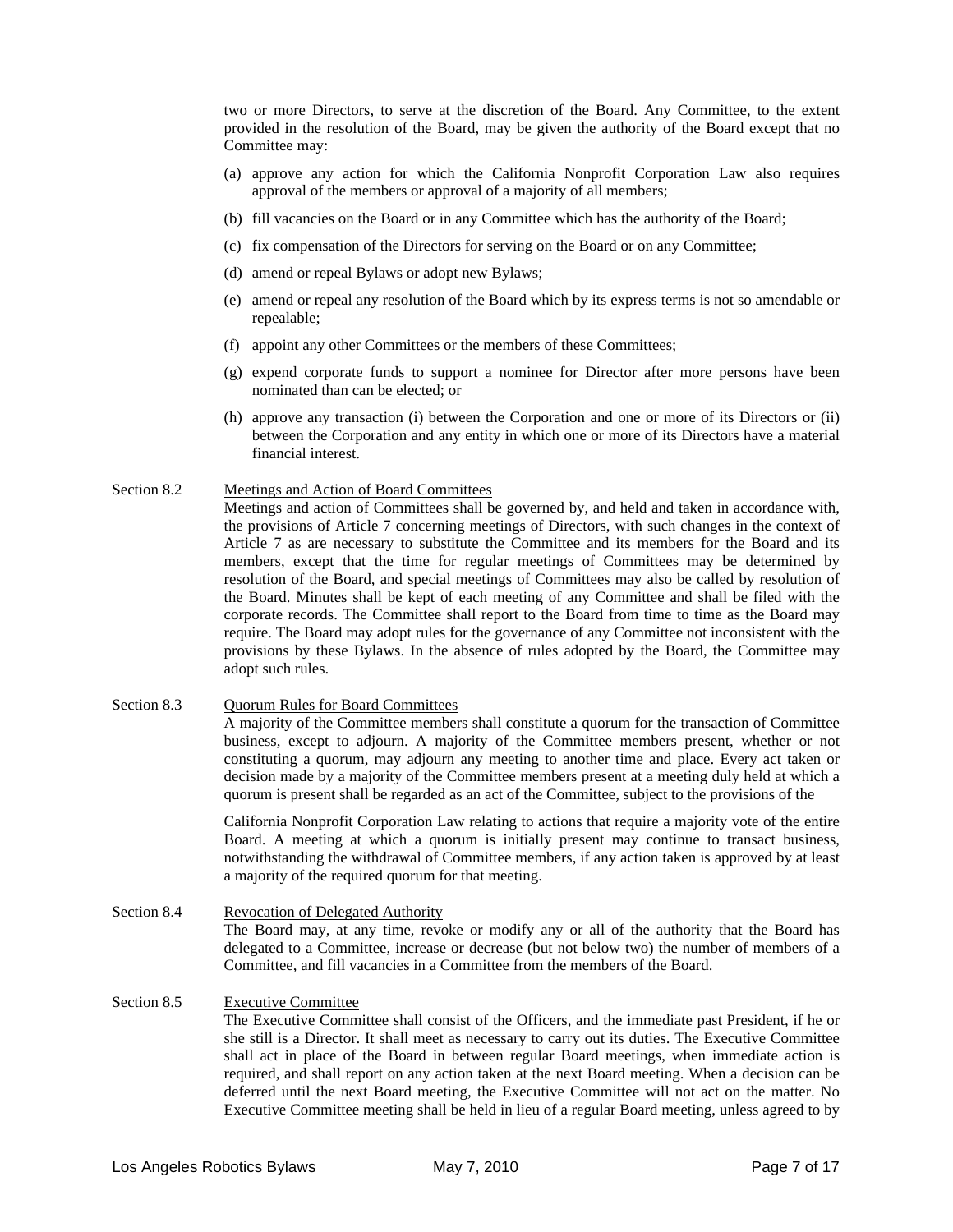two or more Directors, to serve at the discretion of the Board. Any Committee, to the extent provided in the resolution of the Board, may be given the authority of the Board except that no Committee may:

(a) approve any action for which the California Nonprofit Corporation Law also requires approval of the members or approval of a majority of all members;

(b) fill vacancies on the Board or in any Committee which has the authority of the Board;

(c) fix compensation of the Directors for serving on the Board or on any Committee;

(d) amend or repeal Bylaws or adopt new Bylaws;

(e) amend or repeal any resolution of the Board which by its express terms is not so amendable or repealable;

(f) appoint any other Committees or the members of these Committees;

(g) expend corporate funds to support a nominee for Director after more persons have been nominated than can be elected; or

(h) approve any transaction (i) between the Corporation and one or more of its Directors or (ii) between the Corporation and any entity in which one or more of its Directors have a material financial interest.

**Section 8.2** Meetings and Action of Board Committees

Meetings and action of Committees shall be governed by, and held and taken in accordance with, the provisions of Article 7 concerning meetings of Directors, with such changes in the context of Article 7 as are necessary to substitute the Committee and its members for the Board and its members, except that the time for regular meetings of Committees may be determined by resolution of the Board, and special meetings of Committees may also be called by resolution of the Board. Minutes shall be kept of each meeting of any Committee and shall be filed with the corporate records. The Committee shall report to the Board from time to time as the Board may require. The Board may adopt rules for the governance of any Committee not inconsistent with the provisions by these Bylaws. In the absence of rules adopted by the Board, the Committee may adopt such rules.

**Section 8.3** Quorum Rules for Board Committees

A majority of the Committee members shall constitute a quorum for the transaction of Committee business, except to adjourn. A majority of the Committee members present, whether or not constituting a quorum, may adjourn any meeting to another time and place. Every act taken or decision made by a majority of the Committee members present at a meeting duly held at which a quorum is present shall be regarded as an act of the Committee, subject to the provisions of the California Nonprofit Corporation Law relating to actions that require a majority vote of the entire Board. A meeting at which a quorum is initially present may continue to transact business, notwithstanding the withdrawal of Committee members, if any action taken is approved by at least a majority of the required quorum for that meeting.

**Section 8.4** Revocation of Delegated Authority

The Board may, at any time, revoke or modify any or all of the authority that the Board has delegated to a Committee, increase or decrease (but not below two) the number of members of a Committee, and fill vacancies in a Committee from the members of the Board.

**Section 8.5** Executive Committee

The Executive Committee shall consist of the Officers, and the immediate past President, if he or she still is a Director. It shall meet as necessary to carry out its duties. The Executive Committee shall act in place of the Board in between regular Board meetings, when immediate action is required, and shall report on any action taken at the next Board meeting. When a decision can be deferred until the next Board meeting, the Executive Committee will not act on the matter. No Executive Committee meeting shall be held in lieu of a regular Board meeting, unless agreed to by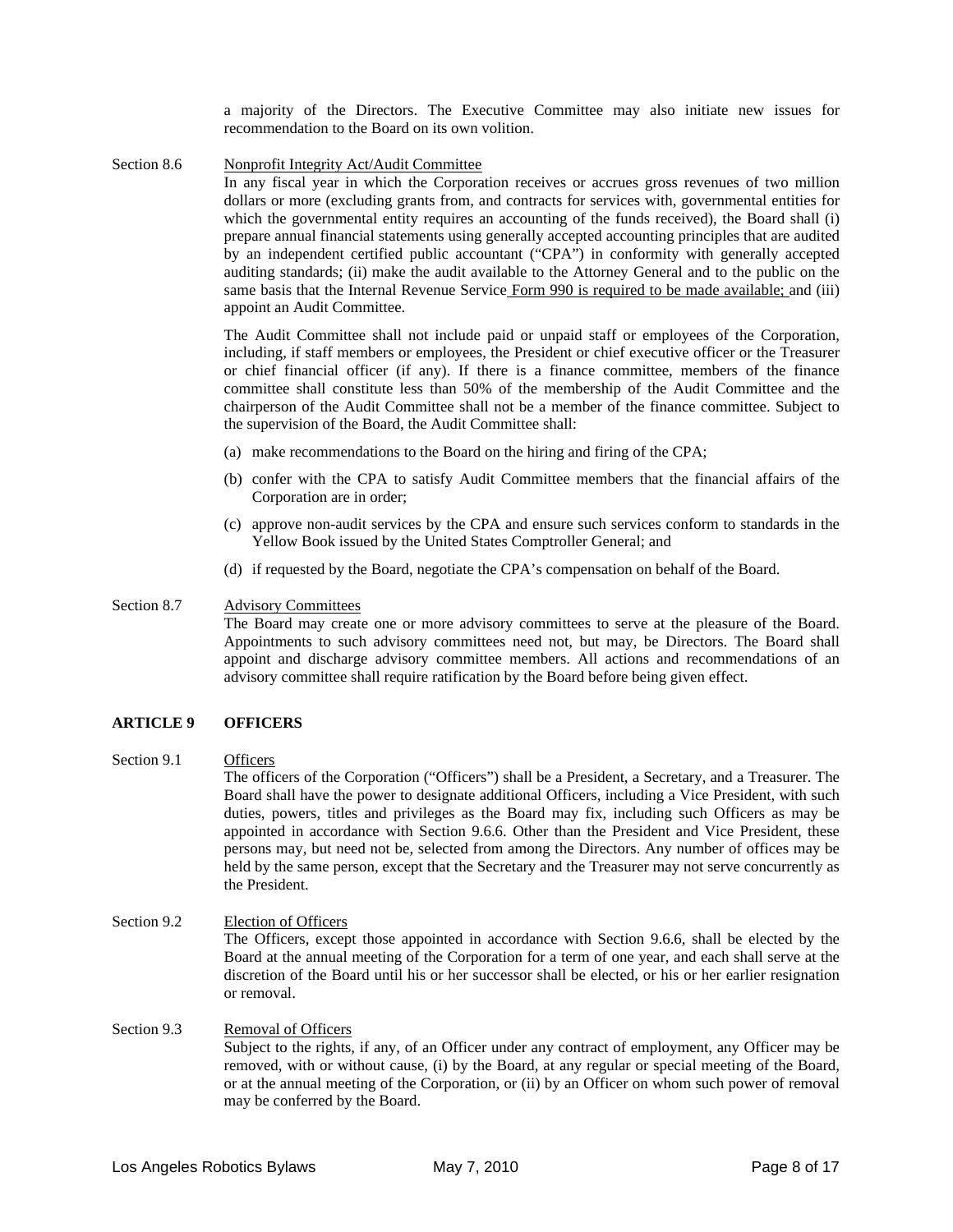a majority of the Directors. The Executive Committee may also initiate new issues for recommendation to the Board on its own volition.

Section 8.6 Nonprofit Integrity Act/Audit Committee

In any fiscal year in which the Corporation receives or accrues gross revenues of two million dollars or more (excluding grants from, and contracts for services with, governmental entities for which the governmental entity requires an accounting of the funds received), the Board shall (i) prepare annual financial statements using generally accepted accounting principles that are audited by an independent certified public accountant ("CPA") in conformity with generally accepted auditing standards; (ii) make the audit available to the Attorney General and to the public on the same basis that the Internal Revenue Service Form 990 is required to be made available; and (iii) appoint an Audit Committee.

The Audit Committee shall not include paid or unpaid staff or employees of the Corporation, including, if staff members or employees, the President or chief executive officer or the Treasurer or chief financial officer (if any). If there is a finance committee, members of the finance committee shall constitute less than 50% of the membership of the Audit Committee and the chairperson of the Audit Committee shall not be a member of the finance committee. Subject to the supervision of the Board, the Audit Committee shall:

(a) make recommendations to the Board on the hiring and firing of the CPA;

(b) confer with the CPA to satisfy Audit Committee members that the financial affairs of the Corporation are in order;

(c) approve non-audit services by the CPA and ensure such services conform to standards in the Yellow Book issued by the United States Comptroller General; and

(d) if requested by the Board, negotiate the CPA's compensation on behalf of the Board.

Section 8.7 Advisory Committees

The Board may create one or more advisory committees to serve at the pleasure of the Board. Appointments to such advisory committees need not, but may, be Directors. The Board shall appoint and discharge advisory committee members. All actions and recommendations of an advisory committee shall require ratification by the Board before being given effect.

## ARTICLE 9 OFFICERS

Section 9.1 Officers

The officers of the Corporation ("Officers") shall be a President, a Secretary, and a Treasurer. The Board shall have the power to designate additional Officers, including a Vice President, with such duties, powers, titles and privileges as the Board may fix, including such Officers as may be appointed in accordance with Section 9.6.6. Other than the President and Vice President, these persons may, but need not be, selected from among the Directors. Any number of offices may be held by the same person, except that the Secretary and the Treasurer may not serve concurrently as the President.

Section 9.2 Election of Officers

The Officers, except those appointed in accordance with Section 9.6.6, shall be elected by the Board at the annual meeting of the Corporation for a term of one year, and each shall serve at the discretion of the Board until his or her successor shall be elected, or his or her earlier resignation or removal.

Section 9.3 Removal of Officers

Subject to the rights, if any, of an Officer under any contract of employment, any Officer may be removed, with or without cause, (i) by the Board, at any regular or special meeting of the Board, or at the annual meeting of the Corporation, or (ii) by an Officer on whom such power of removal may be conferred by the Board.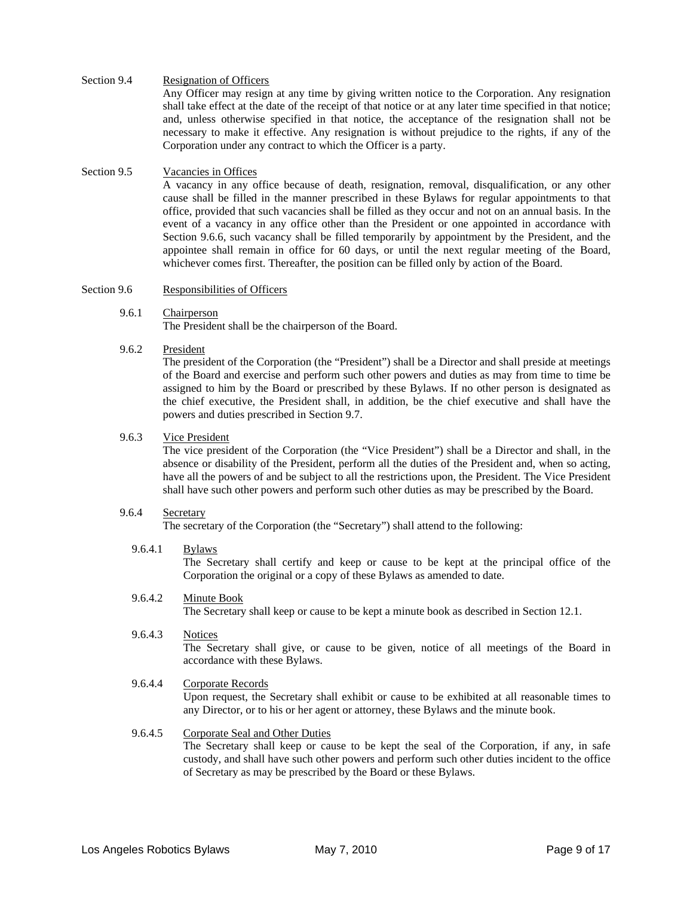Section 9.4 Resignation of Officers

Any Officer may resign at any time by giving written notice to the Corporation. Any resignation shall take effect at the date of the receipt of that notice or at any later time specified in that notice; and, unless otherwise specified in that notice, the acceptance of the resignation shall not be necessary to make it effective. Any resignation is without prejudice to the rights, if any of the Corporation under any contract to which the Officer is a party.

Section 9.5 Vacancies in Offices

A vacancy in any office because of death, resignation, removal, disqualification, or any other cause shall be filled in the manner prescribed in these Bylaws for regular appointments to that office, provided that such vacancies shall be filled as they occur and not on an annual basis. In the event of a vacancy in any office other than the President or one appointed in accordance with Section 9.6.6, such vacancy shall be filled temporarily by appointment by the President, and the appointee shall remain in office for 60 days, or until the next regular meeting of the Board, whichever comes first. Thereafter, the position can be filled only by action of the Board.

Section 9.6 Responsibilities of Officers

9.6.1 Chairperson

The President shall be the chairperson of the Board.

9.6.2 President

The president of the Corporation (the "President") shall be a Director and shall preside at meetings of the Board and exercise and perform such other powers and duties as may from time to time be assigned to him by the Board or prescribed by these Bylaws. If no other person is designated as the chief executive, the President shall, in addition, be the chief executive and shall have the powers and duties prescribed in Section 9.7.

9.6.3 Vice President

The vice president of the Corporation (the "Vice President") shall be a Director and shall, in the absence or disability of the President, perform all the duties of the President and, when so acting, have all the powers of and be subject to all the restrictions upon, the President. The Vice President shall have such other powers and perform such other duties as may be prescribed by the Board.

9.6.4 Secretary

The secretary of the Corporation (the "Secretary") shall attend to the following:

9.6.4.1 Bylaws

The Secretary shall certify and keep or cause to be kept at the principal office of the Corporation the original or a copy of these Bylaws as amended to date.

9.6.4.2 Minute Book

The Secretary shall keep or cause to be kept a minute book as described in Section 12.1.

9.6.4.3 Notices

The Secretary shall give, or cause to be given, notice of all meetings of the Board in accordance with these Bylaws.

9.6.4.4 Corporate Records

Upon request, the Secretary shall exhibit or cause to be exhibited at all reasonable times to any Director, or to his or her agent or attorney, these Bylaws and the minute book.

9.6.4.5 Corporate Seal and Other Duties

The Secretary shall keep or cause to be kept the seal of the Corporation, if any, in safe custody, and shall have such other powers and perform such other duties incident to the office of Secretary as may be prescribed by the Board or these Bylaws.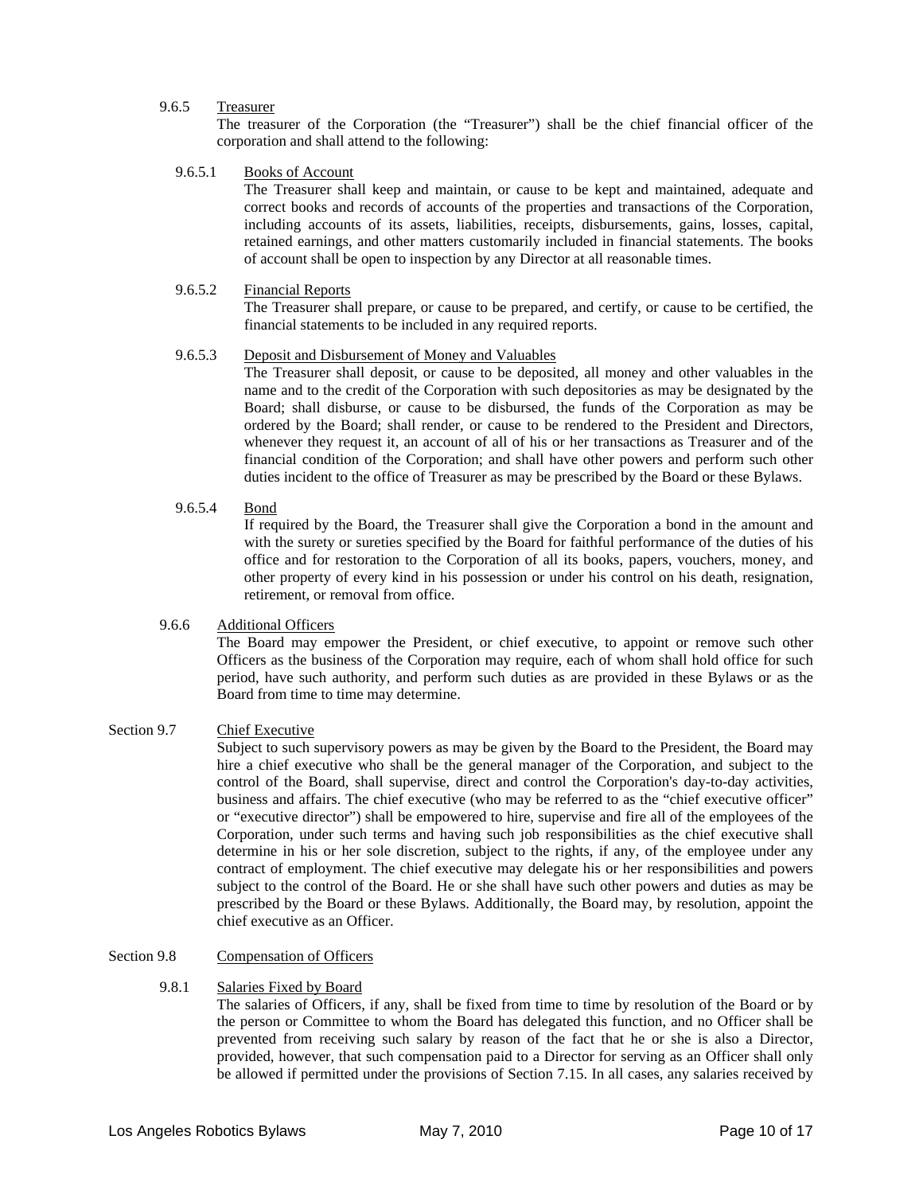9.6.5 <u>Treasurer</u>

The treasurer of the Corporation (the "Treasurer") shall be the chief financial officer of the corporation and shall attend to the following:

9.6.5.1 <u>Books of Account</u>

The Treasurer shall keep and maintain, or cause to be kept and maintained, adequate and correct books and records of accounts of the properties and transactions of the Corporation, including accounts of its assets, liabilities, receipts, disbursements, gains, losses, capital, retained earnings, and other matters customarily included in financial statements. The books of account shall be open to inspection by any Director at all reasonable times.

9.6.5.2 <u>Financial Reports</u>

The Treasurer shall prepare, or cause to be prepared, and certify, or cause to be certified, the financial statements to be included in any required reports.

9.6.5.3 <u>Deposit and Disbursement of Money and Valuables</u>

The Treasurer shall deposit, or cause to be deposited, all money and other valuables in the name and to the credit of the Corporation with such depositories as may be designated by the Board; shall disburse, or cause to be disbursed, the funds of the Corporation as may be ordered by the Board; shall render, or cause to be rendered to the President and Directors, whenever they request it, an account of all of his or her transactions as Treasurer and of the financial condition of the Corporation; and shall have other powers and perform such other duties incident to the office of Treasurer as may be prescribed by the Board or these Bylaws.

9.6.5.4 <u>Bond</u>

If required by the Board, the Treasurer shall give the Corporation a bond in the amount and with the surety or sureties specified by the Board for faithful performance of the duties of his office and for restoration to the Corporation of all its books, papers, vouchers, money, and other property of every kind in his possession or under his control on his death, resignation, retirement, or removal from office.

9.6.6 <u>Additional Officers</u>

The Board may empower the President, or chief executive, to appoint or remove such other Officers as the business of the Corporation may require, each of whom shall hold office for such period, have such authority, and perform such duties as are provided in these Bylaws or as the Board from time to time may determine.

Section 9.7 <u>Chief Executive</u>

Subject to such supervisory powers as may be given by the Board to the President, the Board may hire a chief executive who shall be the general manager of the Corporation, and subject to the control of the Board, shall supervise, direct and control the Corporation's day-to-day activities, business and affairs. The chief executive (who may be referred to as the "chief executive officer" or "executive director") shall be empowered to hire, supervise and fire all of the employees of the Corporation, under such terms and having such job responsibilities as the chief executive shall determine in his or her sole discretion, subject to the rights, if any, of the employee under any contract of employment. The chief executive may delegate his or her responsibilities and powers subject to the control of the Board. He or she shall have such other powers and duties as may be prescribed by the Board or these Bylaws. Additionally, the Board may, by resolution, appoint the chief executive as an Officer.

Section 9.8 <u>Compensation of Officers</u>

9.8.1 <u>Salaries Fixed by Board</u>

The salaries of Officers, if any, shall be fixed from time to time by resolution of the Board or by the person or Committee to whom the Board has delegated this function, and no Officer shall be prevented from receiving such salary by reason of the fact that he or she is also a Director, provided, however, that such compensation paid to a Director for serving as an Officer shall only be allowed if permitted under the provisions of Section 7.15. In all cases, any salaries received by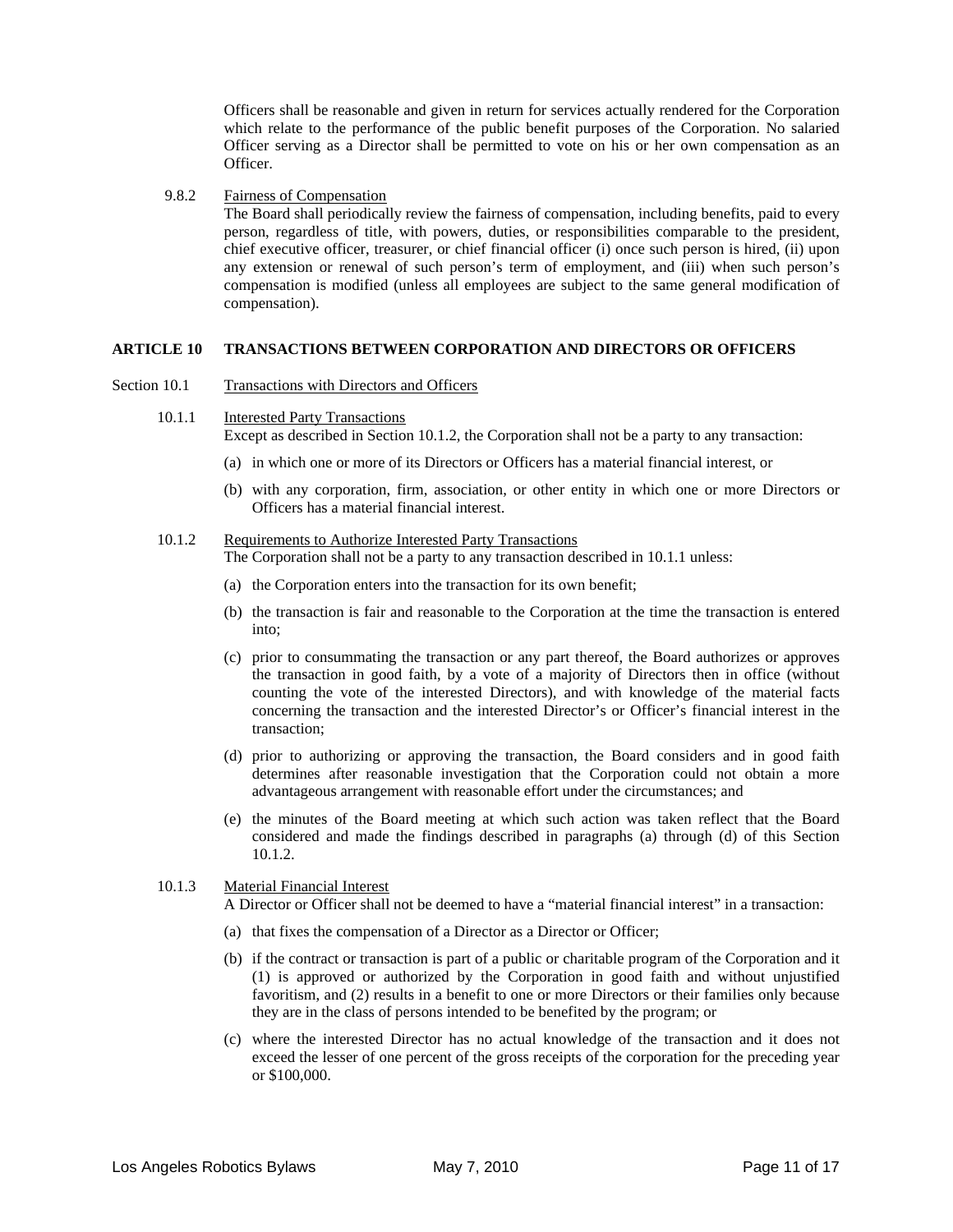Officers shall be reasonable and given in return for services actually rendered for the Corporation which relate to the performance of the public benefit purposes of the Corporation. No salaried Officer serving as a Director shall be permitted to vote on his or her own compensation as an Officer.

9.8.2 Fairness of Compensation

The Board shall periodically review the fairness of compensation, including benefits, paid to every person, regardless of title, with powers, duties, or responsibilities comparable to the president, chief executive officer, treasurer, or chief financial officer (i) once such person is hired, (ii) upon any extension or renewal of such person's term of employment, and (iii) when such person's compensation is modified (unless all employees are subject to the same general modification of compensation).

## ARTICLE 10 TRANSACTIONS BETWEEN CORPORATION AND DIRECTORS OR OFFICERS

Section 10.1 Transactions with Directors and Officers

10.1.1 Interested Party Transactions

Except as described in Section 10.1.2, the Corporation shall not be a party to any transaction:

(a) in which one or more of its Directors or Officers has a material financial interest, or

(b) with any corporation, firm, association, or other entity in which one or more Directors or Officers has a material financial interest.

10.1.2 Requirements to Authorize Interested Party Transactions

The Corporation shall not be a party to any transaction described in 10.1.1 unless:

(a) the Corporation enters into the transaction for its own benefit;

(b) the transaction is fair and reasonable to the Corporation at the time the transaction is entered into;

(c) prior to consummating the transaction or any part thereof, the Board authorizes or approves the transaction in good faith, by a vote of a majority of Directors then in office (without counting the vote of the interested Directors), and with knowledge of the material facts concerning the transaction and the interested Director's or Officer's financial interest in the transaction;

(d) prior to authorizing or approving the transaction, the Board considers and in good faith determines after reasonable investigation that the Corporation could not obtain a more advantageous arrangement with reasonable effort under the circumstances; and

(e) the minutes of the Board meeting at which such action was taken reflect that the Board considered and made the findings described in paragraphs (a) through (d) of this Section 10.1.2.

10.1.3 Material Financial Interest

A Director or Officer shall not be deemed to have a "material financial interest" in a transaction:

(a) that fixes the compensation of a Director as a Director or Officer;

(b) if the contract or transaction is part of a public or charitable program of the Corporation and it (1) is approved or authorized by the Corporation in good faith and without unjustified favoritism, and (2) results in a benefit to one or more Directors or their families only because they are in the class of persons intended to be benefited by the program; or

(c) where the interested Director has no actual knowledge of the transaction and it does not exceed the lesser of one percent of the gross receipts of the corporation for the preceding year or $100,000.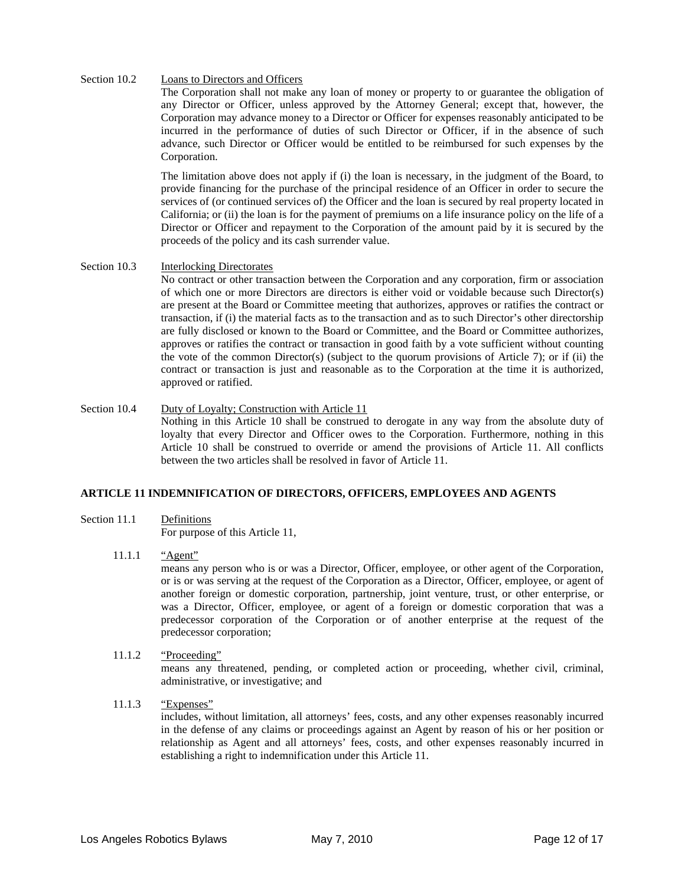Section 10.2 Loans to Directors and Officers

The Corporation shall not make any loan of money or property to or guarantee the obligation of any Director or Officer, unless approved by the Attorney General; except that, however, the Corporation may advance money to a Director or Officer for expenses reasonably anticipated to be incurred in the performance of duties of such Director or Officer, if in the absence of such advance, such Director or Officer would be entitled to be reimbursed for such expenses by the Corporation.

The limitation above does not apply if (i) the loan is necessary, in the judgment of the Board, to provide financing for the purchase of the principal residence of an Officer in order to secure the services of (or continued services of) the Officer and the loan is secured by real property located in California; or (ii) the loan is for the payment of premiums on a life insurance policy on the life of a Director or Officer and repayment to the Corporation of the amount paid by it is secured by the proceeds of the policy and its cash surrender value.

Section 10.3 Interlocking Directorates

No contract or other transaction between the Corporation and any corporation, firm or association of which one or more Directors are directors is either void or voidable because such Director(s) are present at the Board or Committee meeting that authorizes, approves or ratifies the contract or transaction, if (i) the material facts as to the transaction and as to such Director's other directorship are fully disclosed or known to the Board or Committee, and the Board or Committee authorizes, approves or ratifies the contract or transaction in good faith by a vote sufficient without counting the vote of the common Director(s) (subject to the quorum provisions of Article 7); or if (ii) the contract or transaction is just and reasonable as to the Corporation at the time it is authorized, approved or ratified.

Section 10.4 Duty of Loyalty; Construction with Article 11

Nothing in this Article 10 shall be construed to derogate in any way from the absolute duty of loyalty that every Director and Officer owes to the Corporation. Furthermore, nothing in this Article 10 shall be construed to override or amend the provisions of Article 11. All conflicts between the two articles shall be resolved in favor of Article 11.

## ARTICLE 11 INDEMNIFICATION OF DIRECTORS, OFFICERS, EMPLOYEES AND AGENTS

Section 11.1 Definitions

For purpose of this Article 11,

11.1.1 "Agent"

means any person who is or was a Director, Officer, employee, or other agent of the Corporation, or is or was serving at the request of the Corporation as a Director, Officer, employee, or agent of another foreign or domestic corporation, partnership, joint venture, trust, or other enterprise, or was a Director, Officer, employee, or agent of a foreign or domestic corporation that was a predecessor corporation of the Corporation or of another enterprise at the request of the predecessor corporation;

11.1.2 "Proceeding"

means any threatened, pending, or completed action or proceeding, whether civil, criminal, administrative, or investigative; and

11.1.3 "Expenses"

includes, without limitation, all attorneys' fees, costs, and any other expenses reasonably incurred in the defense of any claims or proceedings against an Agent by reason of his or her position or relationship as Agent and all attorneys' fees, costs, and other expenses reasonably incurred in establishing a right to indemnification under this Article 11.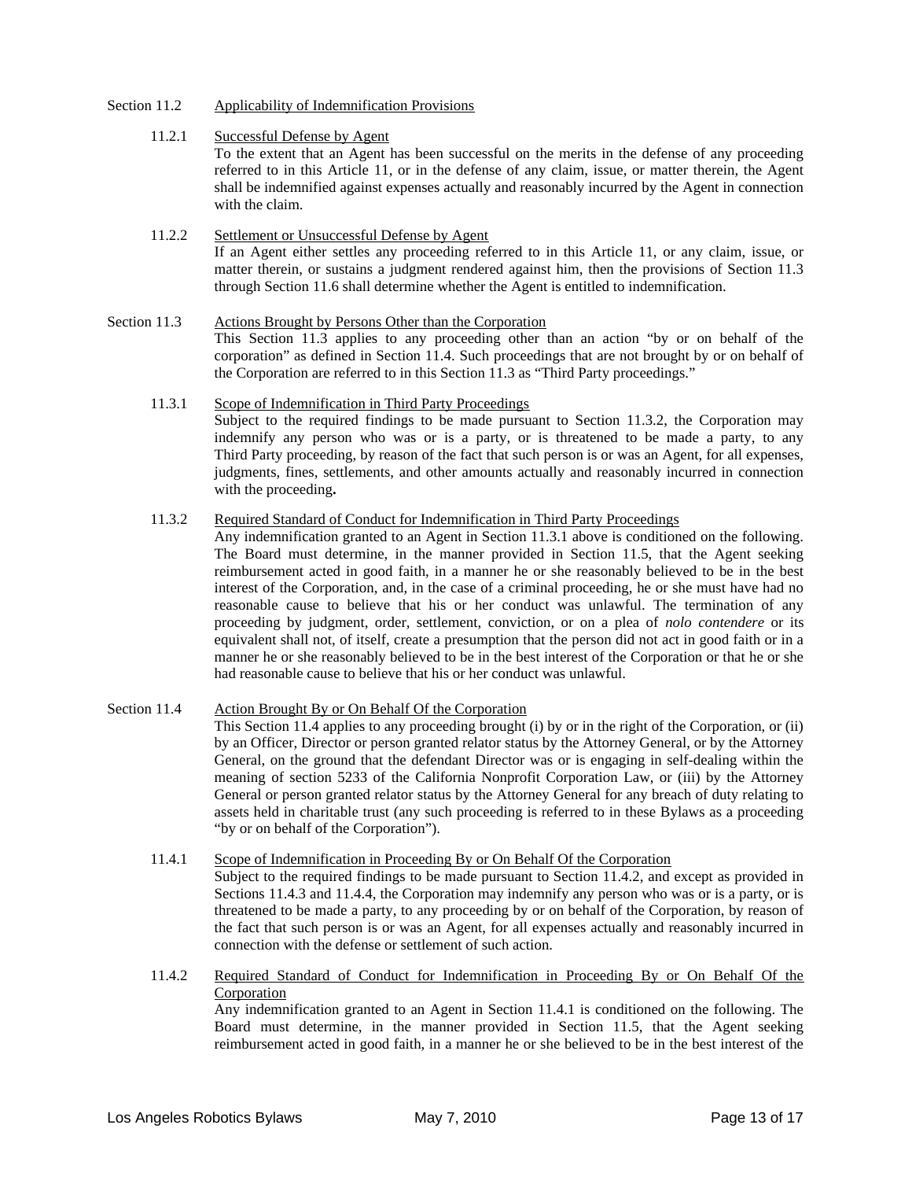Section 11.2 Applicability of Indemnification Provisions

11.2.1 Successful Defense by Agent

To the extent that an Agent has been successful on the merits in the defense of any proceeding referred to in this Article 11, or in the defense of any claim, issue, or matter therein, the Agent shall be indemnified against expenses actually and reasonably incurred by the Agent in connection with the claim.

11.2.2 Settlement or Unsuccessful Defense by Agent

If an Agent either settles any proceeding referred to in this Article 11, or any claim, issue, or matter therein, or sustains a judgment rendered against him, then the provisions of Section 11.3 through Section 11.6 shall determine whether the Agent is entitled to indemnification.

Section 11.3 Actions Brought by Persons Other than the Corporation

This Section 11.3 applies to any proceeding other than an action "by or on behalf of the corporation" as defined in Section 11.4. Such proceedings that are not brought by or on behalf of the Corporation are referred to in this Section 11.3 as "Third Party proceedings."

11.3.1 Scope of Indemnification in Third Party Proceedings

Subject to the required findings to be made pursuant to Section 11.3.2, the Corporation may indemnify any person who was or is a party, or is threatened to be made a party, to any Third Party proceeding, by reason of the fact that such person is or was an Agent, for all expenses, judgments, fines, settlements, and other amounts actually and reasonably incurred in connection with the proceeding.

11.3.2 Required Standard of Conduct for Indemnification in Third Party Proceedings

Any indemnification granted to an Agent in Section 11.3.1 above is conditioned on the following. The Board must determine, in the manner provided in Section 11.5, that the Agent seeking reimbursement acted in good faith, in a manner he or she reasonably believed to be in the best interest of the Corporation, and, in the case of a criminal proceeding, he or she must have had no reasonable cause to believe that his or her conduct was unlawful. The termination of any proceeding by judgment, order, settlement, conviction, or on a plea of *nolo contendere* or its equivalent shall not, of itself, create a presumption that the person did not act in good faith or in a manner he or she reasonably believed to be in the best interest of the Corporation or that he or she had reasonable cause to believe that his or her conduct was unlawful.

Section 11.4 Action Brought By or On Behalf Of the Corporation

This Section 11.4 applies to any proceeding brought (i) by or in the right of the Corporation, or (ii) by an Officer, Director or person granted relator status by the Attorney General, or by the Attorney General, on the ground that the defendant Director was or is engaging in self-dealing within the meaning of section 5233 of the California Nonprofit Corporation Law, or (iii) by the Attorney General or person granted relator status by the Attorney General for any breach of duty relating to assets held in charitable trust (any such proceeding is referred to in these Bylaws as a proceeding "by or on behalf of the Corporation").

11.4.1 Scope of Indemnification in Proceeding By or On Behalf Of the Corporation

Subject to the required findings to be made pursuant to Section 11.4.2, and except as provided in Sections 11.4.3 and 11.4.4, the Corporation may indemnify any person who was or is a party, or is threatened to be made a party, to any proceeding by or on behalf of the Corporation, by reason of the fact that such person is or was an Agent, for all expenses actually and reasonably incurred in connection with the defense or settlement of such action.

11.4.2 Required Standard of Conduct for Indemnification in Proceeding By or On Behalf Of the Corporation

Any indemnification granted to an Agent in Section 11.4.1 is conditioned on the following. The Board must determine, in the manner provided in Section 11.5, that the Agent seeking reimbursement acted in good faith, in a manner he or she believed to be in the best interest of the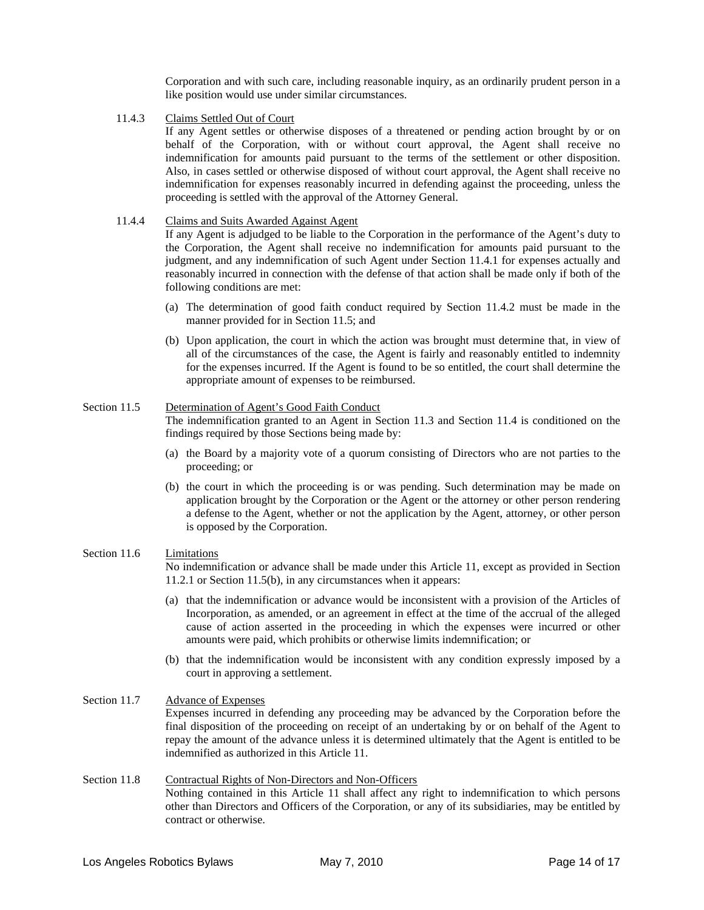Corporation and with such care, including reasonable inquiry, as an ordinarily prudent person in a like position would use under similar circumstances.

11.4.3 Claims Settled Out of Court

If any Agent settles or otherwise disposes of a threatened or pending action brought by or on behalf of the Corporation, with or without court approval, the Agent shall receive no indemnification for amounts paid pursuant to the terms of the settlement or other disposition. Also, in cases settled or otherwise disposed of without court approval, the Agent shall receive no indemnification for expenses reasonably incurred in defending against the proceeding, unless the proceeding is settled with the approval of the Attorney General.

11.4.4 Claims and Suits Awarded Against Agent

If any Agent is adjudged to be liable to the Corporation in the performance of the Agent's duty to the Corporation, the Agent shall receive no indemnification for amounts paid pursuant to the judgment, and any indemnification of such Agent under Section 11.4.1 for expenses actually and reasonably incurred in connection with the defense of that action shall be made only if both of the following conditions are met:

(a) The determination of good faith conduct required by Section 11.4.2 must be made in the manner provided for in Section 11.5; and

(b) Upon application, the court in which the action was brought must determine that, in view of all of the circumstances of the case, the Agent is fairly and reasonably entitled to indemnity for the expenses incurred. If the Agent is found to be so entitled, the court shall determine the appropriate amount of expenses to be reimbursed.

Section 11.5 Determination of Agent's Good Faith Conduct

The indemnification granted to an Agent in Section 11.3 and Section 11.4 is conditioned on the findings required by those Sections being made by:

(a) the Board by a majority vote of a quorum consisting of Directors who are not parties to the proceeding; or

(b) the court in which the proceeding is or was pending. Such determination may be made on application brought by the Corporation or the Agent or the attorney or other person rendering a defense to the Agent, whether or not the application by the Agent, attorney, or other person is opposed by the Corporation.

Section 11.6 Limitations

No indemnification or advance shall be made under this Article 11, except as provided in Section 11.2.1 or Section 11.5(b), in any circumstances when it appears:

(a) that the indemnification or advance would be inconsistent with a provision of the Articles of Incorporation, as amended, or an agreement in effect at the time of the accrual of the alleged cause of action asserted in the proceeding in which the expenses were incurred or other amounts were paid, which prohibits or otherwise limits indemnification; or

(b) that the indemnification would be inconsistent with any condition expressly imposed by a court in approving a settlement.

Section 11.7 Advance of Expenses

Expenses incurred in defending any proceeding may be advanced by the Corporation before the final disposition of the proceeding on receipt of an undertaking by or on behalf of the Agent to repay the amount of the advance unless it is determined ultimately that the Agent is entitled to be indemnified as authorized in this Article 11.

Section 11.8 Contractual Rights of Non-Directors and Non-Officers

Nothing contained in this Article 11 shall affect any right to indemnification to which persons other than Directors and Officers of the Corporation, or any of its subsidiaries, may be entitled by contract or otherwise.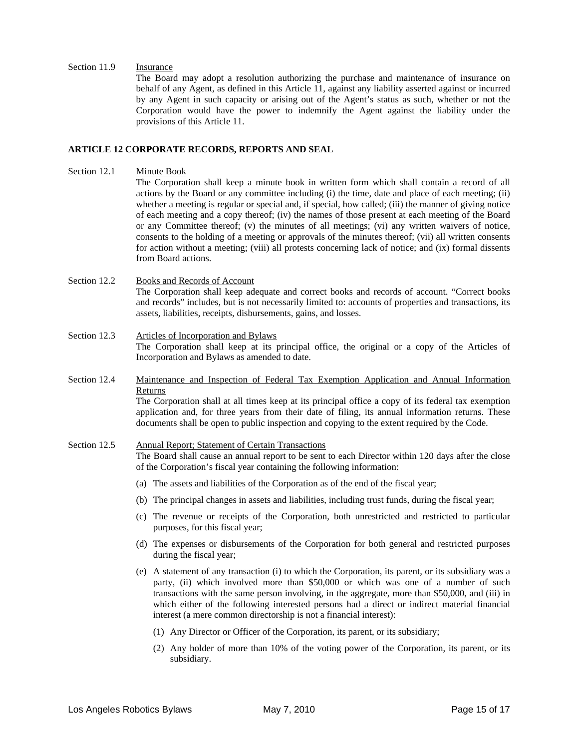Section 11.9 Insurance

The Board may adopt a resolution authorizing the purchase and maintenance of insurance on behalf of any Agent, as defined in this Article 11, against any liability asserted against or incurred by any Agent in such capacity or arising out of the Agent's status as such, whether or not the Corporation would have the power to indemnify the Agent against the liability under the provisions of this Article 11.

## ARTICLE 12 CORPORATE RECORDS, REPORTS AND SEAL

Section 12.1 Minute Book

The Corporation shall keep a minute book in written form which shall contain a record of all actions by the Board or any committee including (i) the time, date and place of each meeting; (ii) whether a meeting is regular or special and, if special, how called; (iii) the manner of giving notice of each meeting and a copy thereof; (iv) the names of those present at each meeting of the Board or any Committee thereof; (v) the minutes of all meetings; (vi) any written waivers of notice, consents to the holding of a meeting or approvals of the minutes thereof; (vii) all written consents for action without a meeting; (viii) all protests concerning lack of notice; and (ix) formal dissents from Board actions.

Section 12.2 Books and Records of Account

The Corporation shall keep adequate and correct books and records of account. "Correct books and records" includes, but is not necessarily limited to: accounts of properties and transactions, its assets, liabilities, receipts, disbursements, gains, and losses.

Section 12.3 Articles of Incorporation and Bylaws

The Corporation shall keep at its principal office, the original or a copy of the Articles of Incorporation and Bylaws as amended to date.

Section 12.4 Maintenance and Inspection of Federal Tax Exemption Application and Annual Information Returns

The Corporation shall at all times keep at its principal office a copy of its federal tax exemption application and, for three years from their date of filing, its annual information returns. These documents shall be open to public inspection and copying to the extent required by the Code.

Section 12.5 Annual Report; Statement of Certain Transactions

The Board shall cause an annual report to be sent to each Director within 120 days after the close of the Corporation's fiscal year containing the following information:

(a) The assets and liabilities of the Corporation as of the end of the fiscal year;

(b) The principal changes in assets and liabilities, including trust funds, during the fiscal year;

(c) The revenue or receipts of the Corporation, both unrestricted and restricted to particular purposes, for this fiscal year;

(d) The expenses or disbursements of the Corporation for both general and restricted purposes during the fiscal year;

(e) A statement of any transaction (i) to which the Corporation, its parent, or its subsidiary was a party, (ii) which involved more than $50,000 or which was one of a number of such transactions with the same person involving, in the aggregate, more than $50,000, and (iii) in which either of the following interested persons had a direct or indirect material financial interest (a mere common directorship is not a financial interest):

(1) Any Director or Officer of the Corporation, its parent, or its subsidiary;

(2) Any holder of more than 10% of the voting power of the Corporation, its parent, or its subsidiary.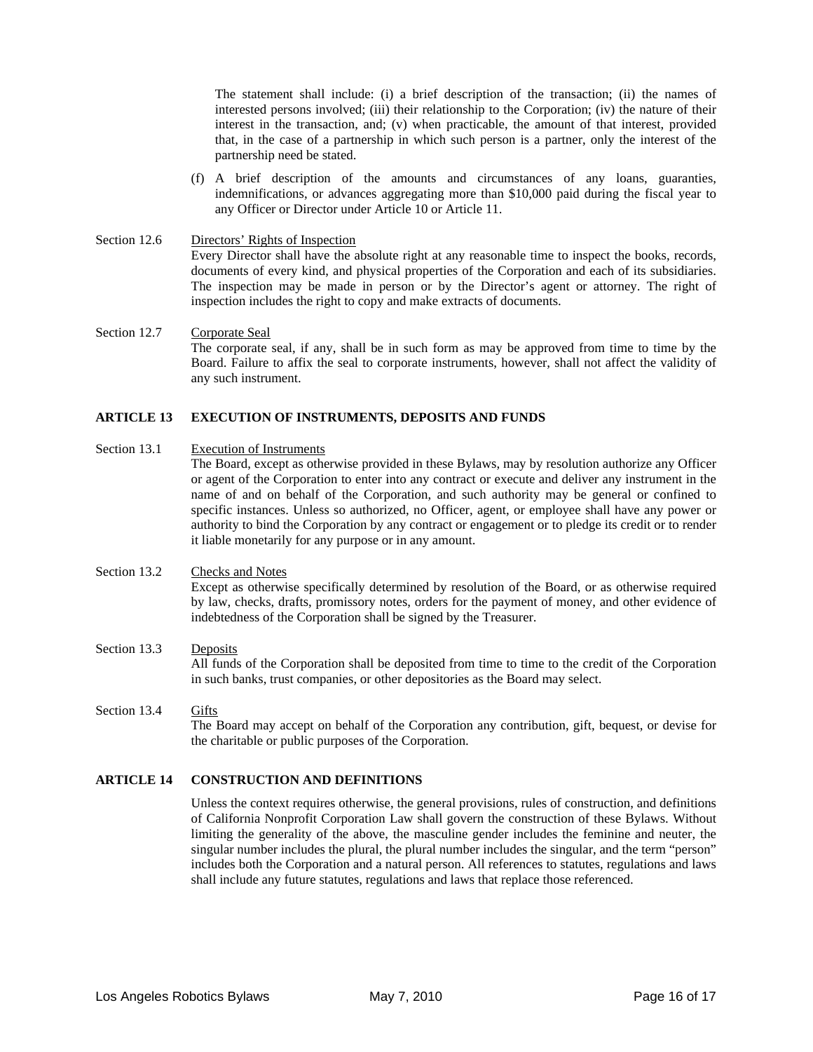The statement shall include: (i) a brief description of the transaction; (ii) the names of interested persons involved; (iii) their relationship to the Corporation; (iv) the nature of their interest in the transaction, and; (v) when practicable, the amount of that interest, provided that, in the case of a partnership in which such person is a partner, only the interest of the partnership need be stated.

(f) A brief description of the amounts and circumstances of any loans, guaranties, indemnifications, or advances aggregating more than $10,000 paid during the fiscal year to any Officer or Director under Article 10 or Article 11.

Section 12.6 Directors' Rights of Inspection

Every Director shall have the absolute right at any reasonable time to inspect the books, records, documents of every kind, and physical properties of the Corporation and each of its subsidiaries. The inspection may be made in person or by the Director's agent or attorney. The right of inspection includes the right to copy and make extracts of documents.

Section 12.7 Corporate Seal

The corporate seal, if any, shall be in such form as may be approved from time to time by the Board. Failure to affix the seal to corporate instruments, however, shall not affect the validity of any such instrument.

## ARTICLE 13 EXECUTION OF INSTRUMENTS, DEPOSITS AND FUNDS

Section 13.1 Execution of Instruments

The Board, except as otherwise provided in these Bylaws, may by resolution authorize any Officer or agent of the Corporation to enter into any contract or execute and deliver any instrument in the name of and on behalf of the Corporation, and such authority may be general or confined to specific instances. Unless so authorized, no Officer, agent, or employee shall have any power or authority to bind the Corporation by any contract or engagement or to pledge its credit or to render it liable monetarily for any purpose or in any amount.

Section 13.2 Checks and Notes

Except as otherwise specifically determined by resolution of the Board, or as otherwise required by law, checks, drafts, promissory notes, orders for the payment of money, and other evidence of indebtedness of the Corporation shall be signed by the Treasurer.

Section 13.3 Deposits

All funds of the Corporation shall be deposited from time to time to the credit of the Corporation in such banks, trust companies, or other depositories as the Board may select.

Section 13.4 Gifts

The Board may accept on behalf of the Corporation any contribution, gift, bequest, or devise for the charitable or public purposes of the Corporation.

## ARTICLE 14 CONSTRUCTION AND DEFINITIONS

Unless the context requires otherwise, the general provisions, rules of construction, and definitions of California Nonprofit Corporation Law shall govern the construction of these Bylaws. Without limiting the generality of the above, the masculine gender includes the feminine and neuter, the singular number includes the plural, the plural number includes the singular, and the term "person" includes both the Corporation and a natural person. All references to statutes, regulations and laws shall include any future statutes, regulations and laws that replace those referenced.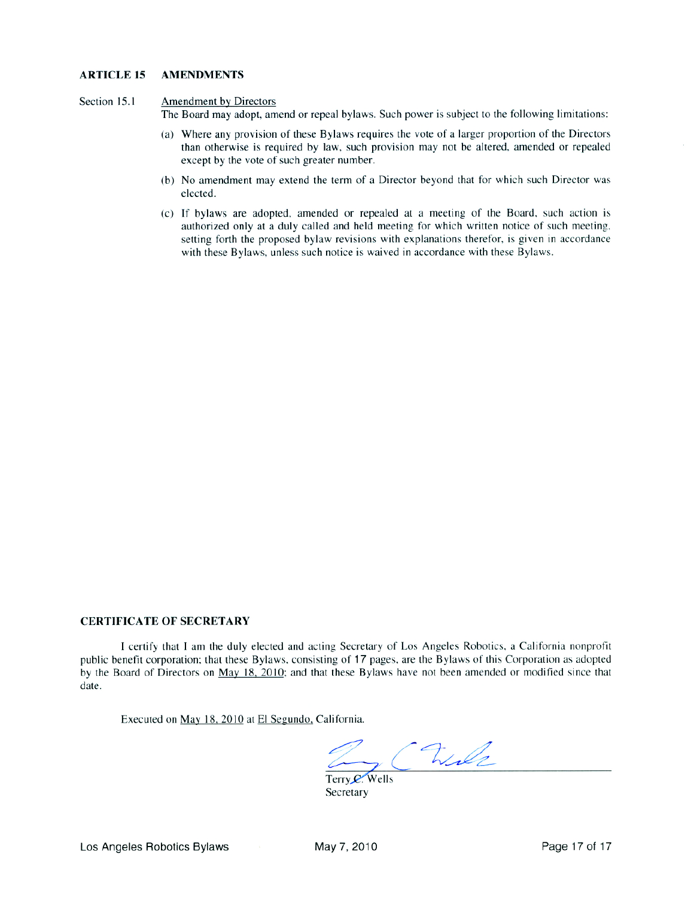## ARTICLE 15 AMENDMENTS

Section 15.1 Amendment by Directors

The Board may adopt, amend or repeal bylaws. Such power is subject to the following limitations:

(a) Where any provision of these Bylaws requires the vote of a larger proportion of the Directors than otherwise is required by law, such provision may not be altered, amended or repealed except by the vote of such greater number.

(b) No amendment may extend the term of a Director beyond that for which such Director was elected.

(c) If bylaws are adopted, amended or repealed at a meeting of the Board, such action is authorized only at a duly called and held meeting for which written notice of such meeting, setting forth the proposed bylaw revisions with explanations therefor, is given in accordance with these Bylaws, unless such notice is waived in accordance with these Bylaws.

## CERTIFICATE OF SECRETARY

I certify that I am the duly elected and acting Secretary of Los Angeles Robotics, a California nonprofit public benefit corporation; that these Bylaws, consisting of 17 pages, are the Bylaws of this Corporation as adopted by the Board of Directors on May 18, 2010; and that these Bylaws have not been amended or modified since that date.

Executed on May 18, 2010 at El Segundo, California.

Terry C. Wells
Secretary